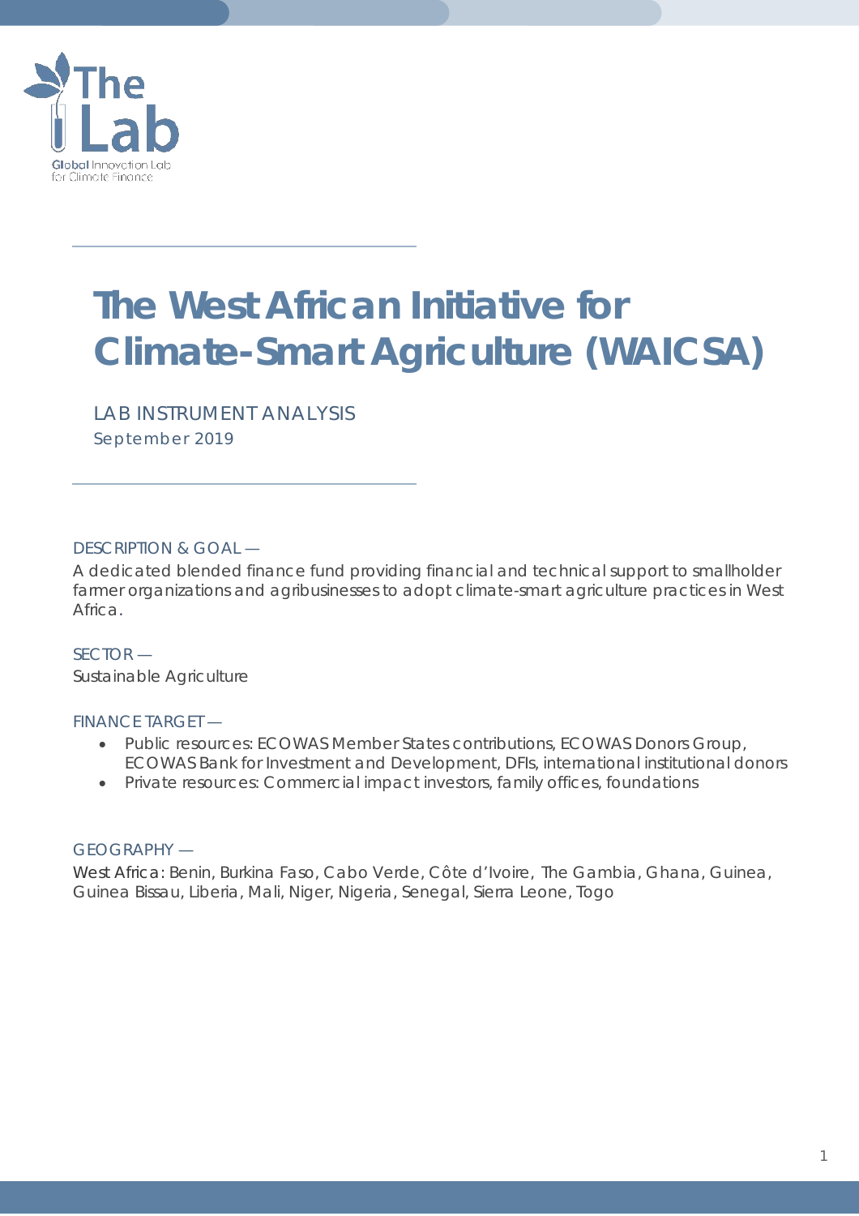# The West African Initiative for Climate-Smart Agriculture (WAICSA)

LAB INSTRUMENT ANALYSIS

September 2019

DESCRIPTION & GOAL —

A dedicated blended finance fund providing financial and technical support to smallholder farmer organizations and agribusinesses to adopt climate-smart agriculture practices in West Africa.

SECTOR —

Sustainable Agriculture

FINANCE TARGET —

- Public resources: ECOWAS Member States contributions, ECOWAS Donors Group, ECOWAS Bank for Investment and Development, DFIs, international institutional donors
- Private resources: Commercial impact investors, family offices, foundations

GEOGRAPHY —

West Africa: Benin, Burkina Faso, Cabo Verde, Côte d'Ivoire, The Gambia, Ghana, Guinea, Guinea Bissau, Liberia, Mali, Niger, Nigeria, Senegal, Sierra Leone, Togo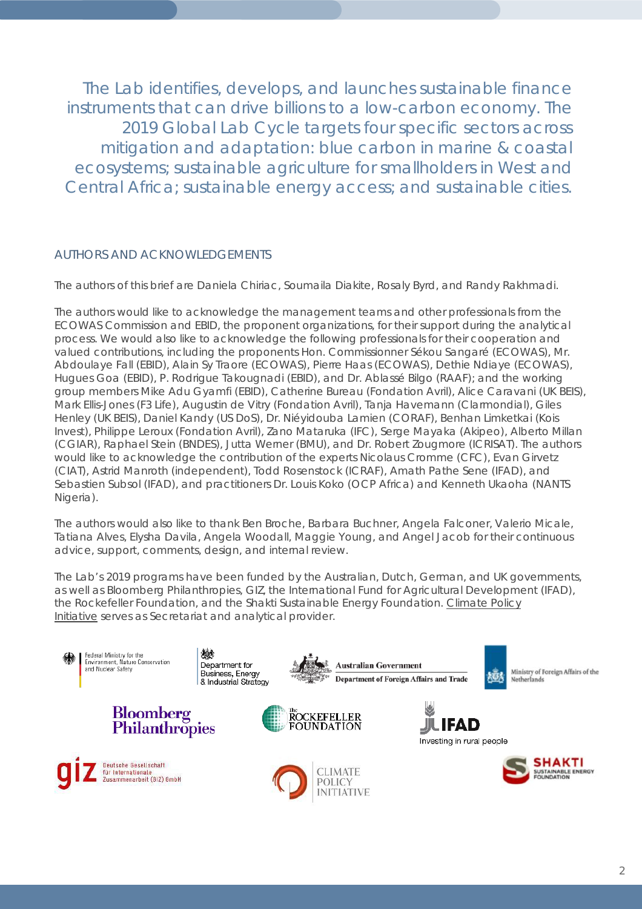The Lab identifies, develops, and launches sustainable finance instruments that can drive billions to a low-carbon economy. The 2019 Global Lab Cycle targets four specific sectors across mitigation and adaptation: blue carbon in marine & coastal ecosystems; sustainable agriculture for smallholders in West and Central Africa; sustainable energy access; and sustainable cities.

## AUTHORS AND ACKNOWLEDGEMENTS

The authors of this brief are Daniela Chiriac, Soumaila Diakite, Rosaly Byrd, and Randy Rakhmadi.

The authors would like to acknowledge the management teams and other professionals from the ECOWAS Commission and EBID, the proponent organizations, for their support during the analytical process. We would also like to acknowledge the following professionals for their cooperation and valued contributions, including the proponents Hon. Commissioner Sékou Sangaré (ECOWAS), Mr. Abdoulaye Fall (EBID), Alain Sy Traore (ECOWAS), Pierre Haas (ECOWAS), Dethie Ndiaye (ECOWAS), Hugues Goa (EBID), P. Rodrigue Takougnadi (EBID), and Dr. Ablassé Bilgo (RAAF); and the working group members Mike Adu Gyamfi (EBID), Catherine Bureau (Fondation Avril), Alice Caravani (UK BEIS), Mark Ellis-Jones (F3 Life), Augustin de Vitry (Fondation Avril), Tanja Havemann (Clarmondial), Giles Henley (UK BEIS), Daniel Kandy (US DoS), Dr. Niéyidouba Lamien (CORAF), Benhan Limketkai (Kois Invest), Philippe Leroux (Fondation Avril), Zano Mataruka (IFC), Serge Mayaka (Akipeo), Alberto Millan (CGIAR), Raphael Stein (BNDES), Jutta Werner (BMU), and Dr. Robert Zougmore (ICRISAT). The authors would like to acknowledge the contribution of the experts Nicolaus Cromme (CFC), Evan Girvetz (CIAT), Astrid Manroth (independent), Todd Rosenstock (ICRAF), Amath Pathe Sene (IFAD), and Sebastien Subsol (IFAD), and practitioners Dr. Louis Koko (OCP Africa) and Kenneth Ukaoha (NANTS Nigeria).

The authors would also like to thank Ben Broche, Barbara Buchner, Angela Falconer, Valerio Micale, Tatiana Alves, Elysha Davila, Angela Woodall, Maggie Young, and Angel Jacob for their continuous advice, support, comments, design, and internal review.

The Lab's 2019 programs have been funded by the Australian, Dutch, German, and UK governments, as well as Bloomberg Philanthropies, GIZ, the International Fund for Agricultural Development (IFAD), the Rockefeller Foundation, and the Shakti Sustainable Energy Foundation. Climate Policy Initiative serves as Secretariat and analytical provider.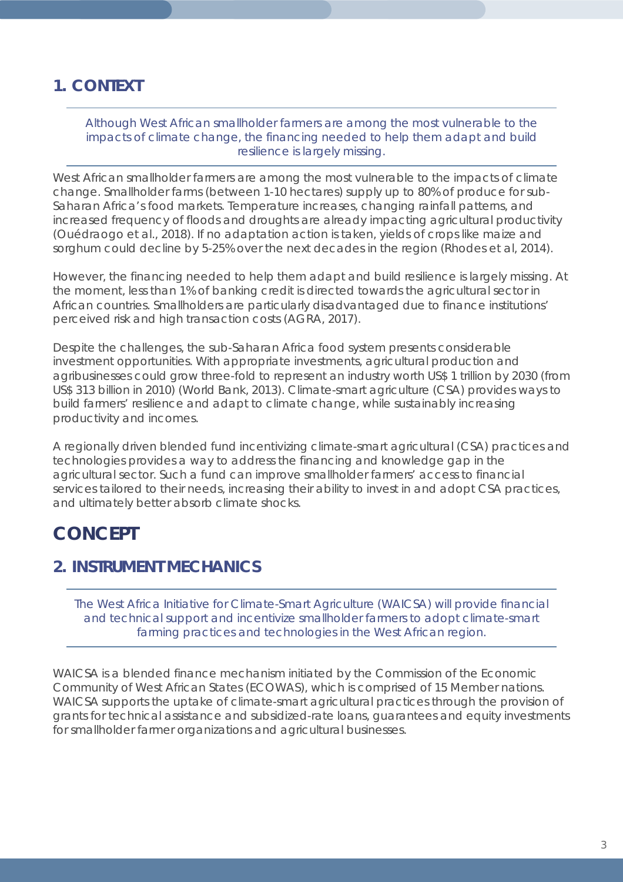## 1. CONTEXT

*Although West African smallholder farmers are among the most vulnerable to the impacts of climate change, the financing needed to help them adapt and build resilience is largely missing.*

West African smallholder farmers are among the most vulnerable to the impacts of climate change. Smallholder farms (between 1-10 hectares) supply up to 80% of produce for sub-Saharan Africa's food markets. Temperature increases, changing rainfall patterns, and increased frequency of floods and droughts are already impacting agricultural productivity (Ouédraogo et al., 2018). If no adaptation action is taken, yields of crops like maize and sorghum could decline by 5-25% over the next decades in the region (Rhodes et al, 2014).

However, the financing needed to help them adapt and build resilience is largely missing. At the moment, less than 1% of banking credit is directed towards the agricultural sector in African countries. Smallholders are particularly disadvantaged due to finance institutions' perceived risk and high transaction costs (AGRA, 2017).

Despite the challenges, the sub-Saharan Africa food system presents considerable investment opportunities. With appropriate investments, agricultural production and agribusinesses could grow three-fold to represent an industry worth US$ 1 trillion by 2030 (from US$ 313 billion in 2010) (World Bank, 2013). Climate-smart agriculture (CSA) provides ways to build farmers' resilience and adapt to climate change, while sustainably increasing productivity and incomes.

A regionally driven blended fund incentivizing climate-smart agricultural (CSA) practices and technologies provides a way to address the financing and knowledge gap in the agricultural sector. Such a fund can improve smallholder farmers' access to financial services tailored to their needs, increasing their ability to invest in and adopt CSA practices, and ultimately better absorb climate shocks.

# CONCEPT

## 2. INSTRUMENT MECHANICS

*The West Africa Initiative for Climate-Smart Agriculture (WAICSA) will provide financial and technical support and incentivize smallholder farmers to adopt climate-smart farming practices and technologies in the West African region.*

WAICSA is a blended finance mechanism initiated by the Commission of the Economic Community of West African States (ECOWAS), which is comprised of 15 Member nations. WAICSA supports the uptake of climate-smart agricultural practices through the provision of grants for technical assistance and subsidized-rate loans, guarantees and equity investments for smallholder farmer organizations and agricultural businesses.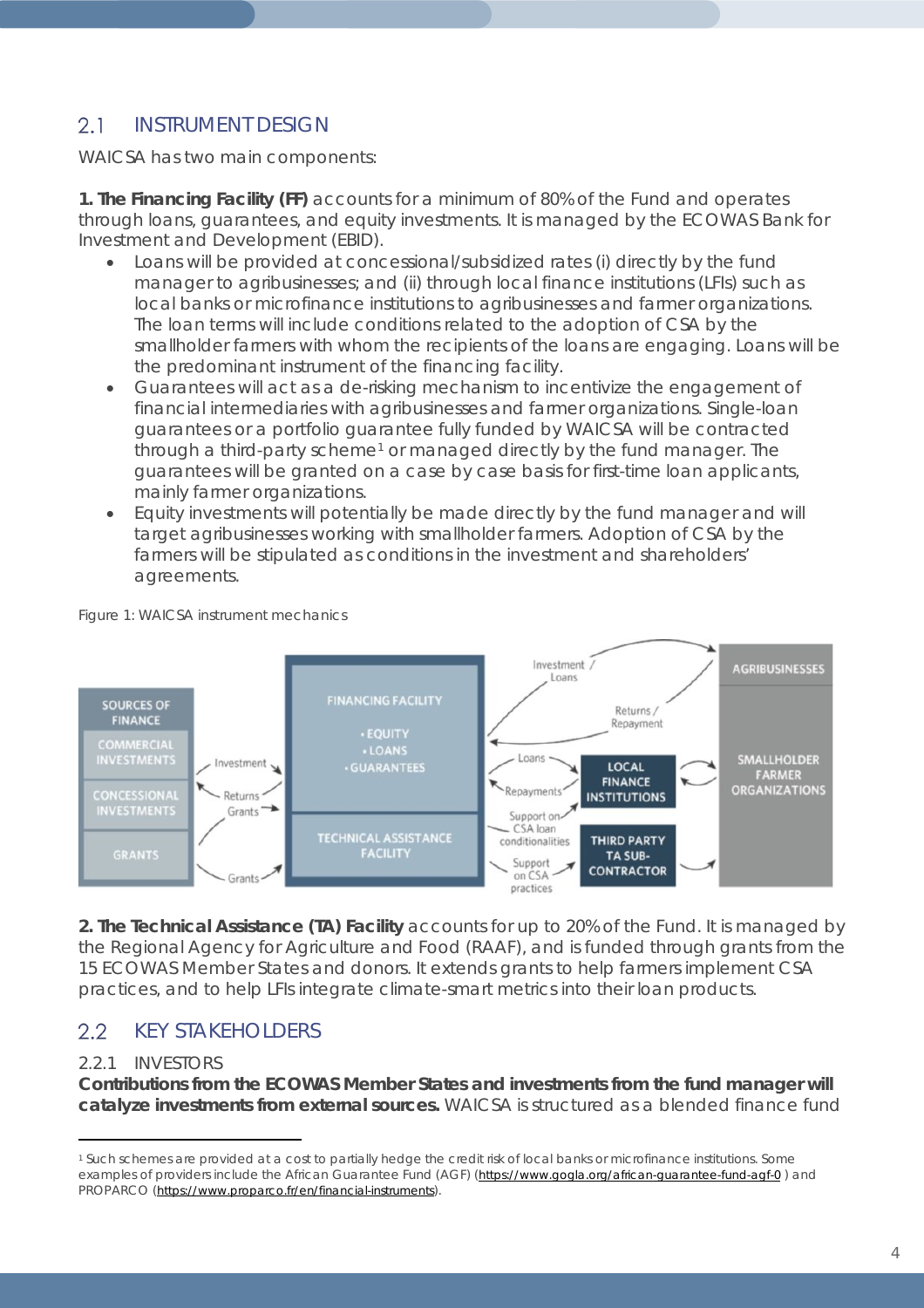## 2.1 INSTRUMENT DESIGN

WAICSA has two main components:

**1. The Financing Facility (FF)** accounts for a minimum of 80% of the Fund and operates through loans, guarantees, and equity investments. It is managed by the ECOWAS Bank for Investment and Development (EBID).

- Loans will be provided at concessional/subsidized rates (i) directly by the fund manager to agribusinesses; and (ii) through local finance institutions (LFIs) such as local banks or microfinance institutions to agribusinesses and farmer organizations. The loan terms will include conditions related to the adoption of CSA by the smallholder farmers with whom the recipients of the loans are engaging. Loans will be the predominant instrument of the financing facility.
- Guarantees will act as a de-risking mechanism to incentivize the engagement of financial intermediaries with agribusinesses and farmer organizations. Single-loan guarantees or a portfolio guarantee fully funded by WAICSA will be contracted through a third-party scheme[1] or managed directly by the fund manager. The guarantees will be granted on a case by case basis for first-time loan applicants, mainly farmer organizations.
- Equity investments will potentially be made directly by the fund manager and will target agribusinesses working with smallholder farmers. Adoption of CSA by the farmers will be stipulated as conditions in the investment and shareholders' agreements.

Figure 1: WAICSA instrument mechanics

SOURCES OF FINANCE: COMMERCIAL INVESTMENTS; CONCESSIONAL INVESTMENTS; GRANTS — Investment / Returns / Grants / Grants — FINANCING FACILITY (• EQUITY • LOANS • GUARANTEES); TECHNICAL ASSISTANCE FACILITY — Investment / Loans; Returns / Repayment; Loans; Repayments; Support on CSA loan conditionalities; Support on CSA practices — LOCAL FINANCE INSTITUTIONS; THIRD PARTY TA SUB-CONTRACTOR — AGRIBUSINESSES; SMALLHOLDER FARMER ORGANIZATIONS

**2. The Technical Assistance (TA) Facility** accounts for up to 20% of the Fund. It is managed by the Regional Agency for Agriculture and Food (RAAF), and is funded through grants from the 15 ECOWAS Member States and donors. It extends grants to help farmers implement CSA practices, and to help LFIs integrate climate-smart metrics into their loan products.

## 2.2 KEY STAKEHOLDERS

### 2.2.1 INVESTORS

**Contributions from the ECOWAS Member States and investments from the fund manager will catalyze investments from external sources.** WAICSA is structured as a blended finance fund

---

[1] Such schemes are provided at a cost to partially hedge the credit risk of local banks or microfinance institutions. Some examples of providers include the African Guarantee Fund (AGF) (https://www.gogla.org/african-guarantee-fund-agf-0 ) and PROPARCO (https://www.proparco.fr/en/financial-instruments).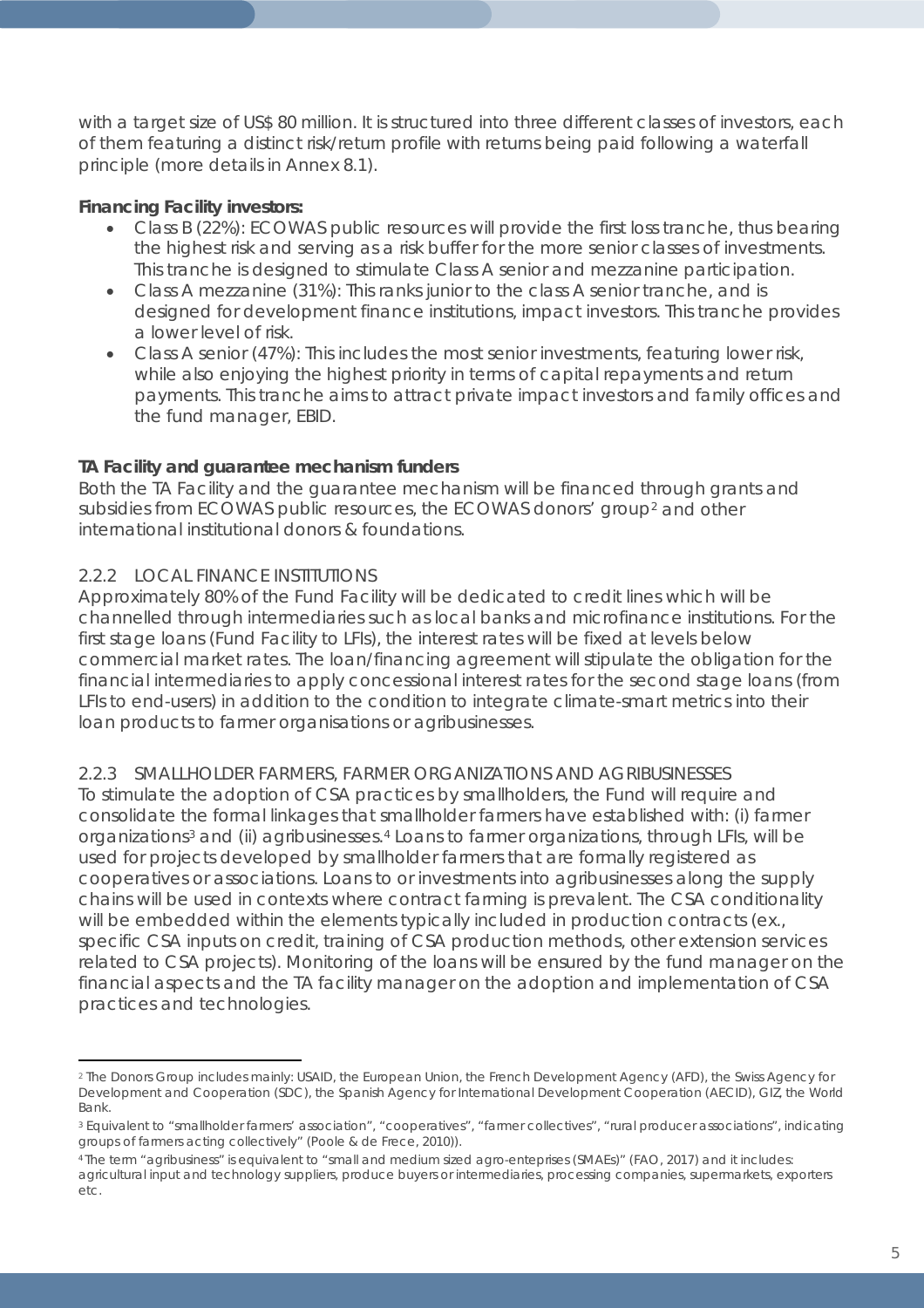with a target size of US$ 80 million. It is structured into three different classes of investors, each of them featuring a distinct risk/return profile with returns being paid following a waterfall principle (more details in Annex 8.1).

**Financing Facility investors:**

- Class B (22%): ECOWAS public resources will provide the first loss tranche, thus bearing the highest risk and serving as a risk buffer for the more senior classes of investments. This tranche is designed to stimulate Class A senior and mezzanine participation.
- Class A mezzanine (31%): This ranks junior to the class A senior tranche, and is designed for development finance institutions, impact investors. This tranche provides a lower level of risk.
- Class A senior (47%): This includes the most senior investments, featuring lower risk, while also enjoying the highest priority in terms of capital repayments and return payments. This tranche aims to attract private impact investors and family offices and the fund manager, EBID.

**TA Facility and guarantee mechanism funders**

Both the TA Facility and the guarantee mechanism will be financed through grants and subsidies from ECOWAS public resources, the ECOWAS donors' group[2] and other international institutional donors & foundations.

### 2.2.2 LOCAL FINANCE INSTITUTIONS

Approximately 80% of the Fund Facility will be dedicated to credit lines which will be channelled through intermediaries such as local banks and microfinance institutions. For the first stage loans (Fund Facility to LFIs), the interest rates will be fixed at levels below commercial market rates. The loan/financing agreement will stipulate the obligation for the financial intermediaries to apply concessional interest rates for the second stage loans (from LFIs to end-users) in addition to the condition to integrate climate-smart metrics into their loan products to farmer organisations or agribusinesses.

### 2.2.3 SMALLHOLDER FARMERS, FARMER ORGANIZATIONS AND AGRIBUSINESSES

To stimulate the adoption of CSA practices by smallholders, the Fund will require and consolidate the formal linkages that smallholder farmers have established with: (i) farmer organizations[3] and (ii) agribusinesses.[4] Loans to farmer organizations, through LFIs, will be used for projects developed by smallholder farmers that are formally registered as cooperatives or associations. Loans to or investments into agribusinesses along the supply chains will be used in contexts where contract farming is prevalent. The CSA conditionality will be embedded within the elements typically included in production contracts (ex., specific CSA inputs on credit, training of CSA production methods, other extension services related to CSA projects). Monitoring of the loans will be ensured by the fund manager on the financial aspects and the TA facility manager on the adoption and implementation of CSA practices and technologies.

---

[2] The Donors Group includes mainly: USAID, the European Union, the French Development Agency (AFD), the Swiss Agency for Development and Cooperation (SDC), the Spanish Agency for International Development Cooperation (AECID), GIZ, the World Bank.

[3] Equivalent to "smallholder farmers' association", "cooperatives", "farmer collectives", "rural producer associations", indicating groups of farmers acting collectively" (Poole & de Frece, 2010)).

[4] The term "agribusiness" is equivalent to "small and medium sized agro-enteprises (SMAEs)" (FAO, 2017) and it includes: agricultural input and technology suppliers, produce buyers or intermediaries, processing companies, supermarkets, exporters etc.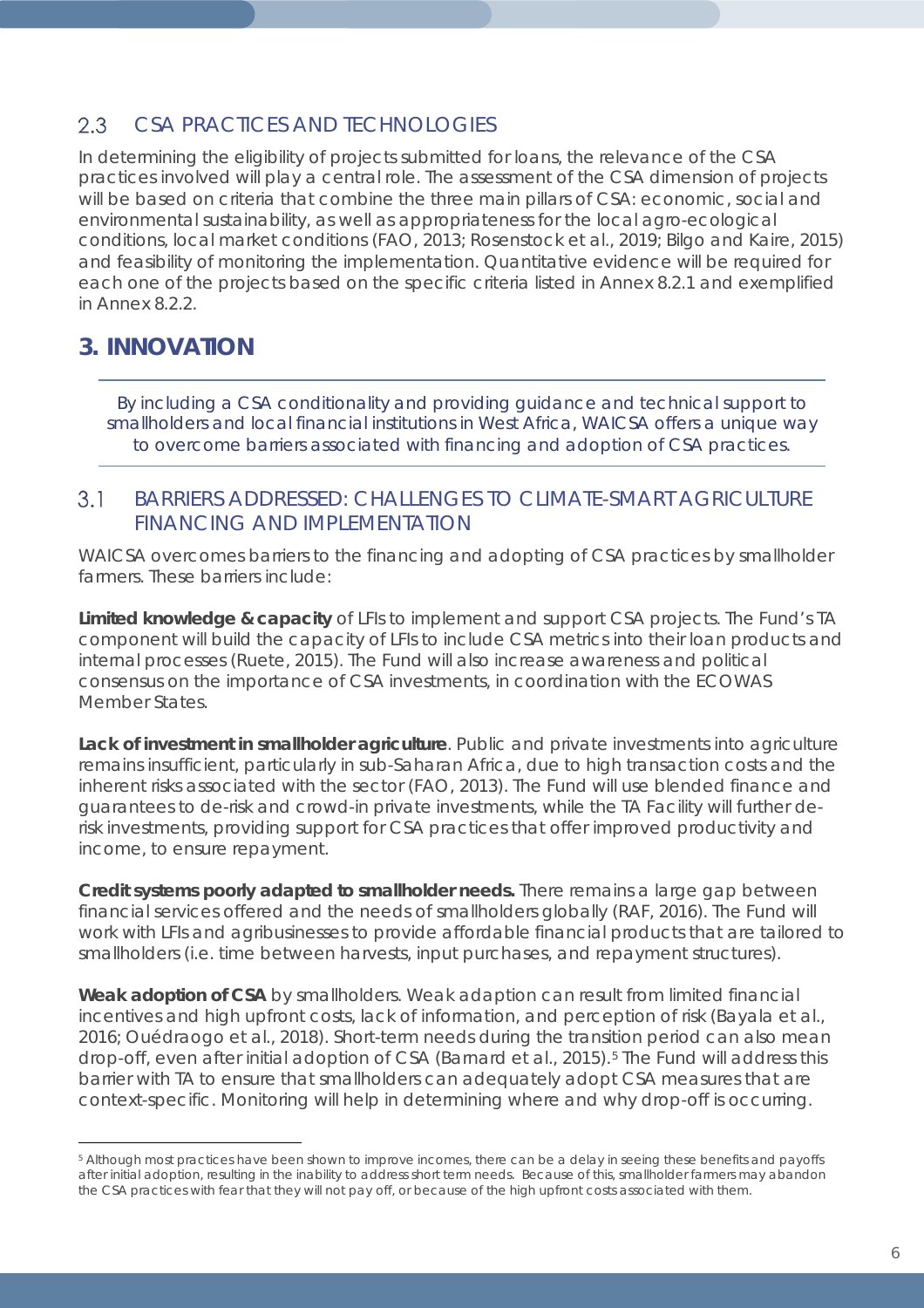### 2.3 CSA PRACTICES AND TECHNOLOGIES

In determining the eligibility of projects submitted for loans, the relevance of the CSA practices involved will play a central role. The assessment of the CSA dimension of projects will be based on criteria that combine the three main pillars of CSA: economic, social and environmental sustainability, as well as appropriateness for the local agro-ecological conditions, local market conditions (FAO, 2013; Rosenstock et al., 2019; Bilgo and Kaire, 2015) and feasibility of monitoring the implementation. Quantitative evidence will be required for each one of the projects based on the specific criteria listed in Annex 8.2.1 and exemplified in Annex 8.2.2.

## 3. INNOVATION

*By including a CSA conditionality and providing guidance and technical support to smallholders and local financial institutions in West Africa, WAICSA offers a unique way to overcome barriers associated with financing and adoption of CSA practices.*

### 3.1 BARRIERS ADDRESSED: CHALLENGES TO CLIMATE-SMART AGRICULTURE FINANCING AND IMPLEMENTATION

WAICSA overcomes barriers to the financing and adopting of CSA practices by smallholder farmers. These barriers include:

**Limited knowledge & capacity** of LFIs to implement and support CSA projects. The Fund's TA component will build the capacity of LFIs to include CSA metrics into their loan products and internal processes (Ruete, 2015). The Fund will also increase awareness and political consensus on the importance of CSA investments, in coordination with the ECOWAS Member States.

**Lack of investment in smallholder agriculture**. Public and private investments into agriculture remains insufficient, particularly in sub-Saharan Africa, due to high transaction costs and the inherent risks associated with the sector (FAO, 2013). The Fund will use blended finance and guarantees to de-risk and crowd-in private investments, while the TA Facility will further de-risk investments, providing support for CSA practices that offer improved productivity and income, to ensure repayment.

**Credit systems poorly adapted to smallholder needs.** There remains a large gap between financial services offered and the needs of smallholders globally (RAF, 2016). The Fund will work with LFIs and agribusinesses to provide affordable financial products that are tailored to smallholders (i.e. time between harvests, input purchases, and repayment structures).

**Weak adoption of CSA** by smallholders. Weak adaption can result from limited financial incentives and high upfront costs, lack of information, and perception of risk (Bayala et al., 2016; Ouédraogo et al., 2018). Short-term needs during the transition period can also mean drop-off, even after initial adoption of CSA (Barnard et al., 2015).[5] The Fund will address this barrier with TA to ensure that smallholders can adequately adopt CSA measures that are context-specific. Monitoring will help in determining where and why drop-off is occurring.

---

[5] Although most practices have been shown to improve incomes, there can be a delay in seeing these benefits and payoffs after initial adoption, resulting in the inability to address short term needs. Because of this, smallholder farmers may abandon the CSA practices with fear that they will not pay off, or because of the high upfront costs associated with them.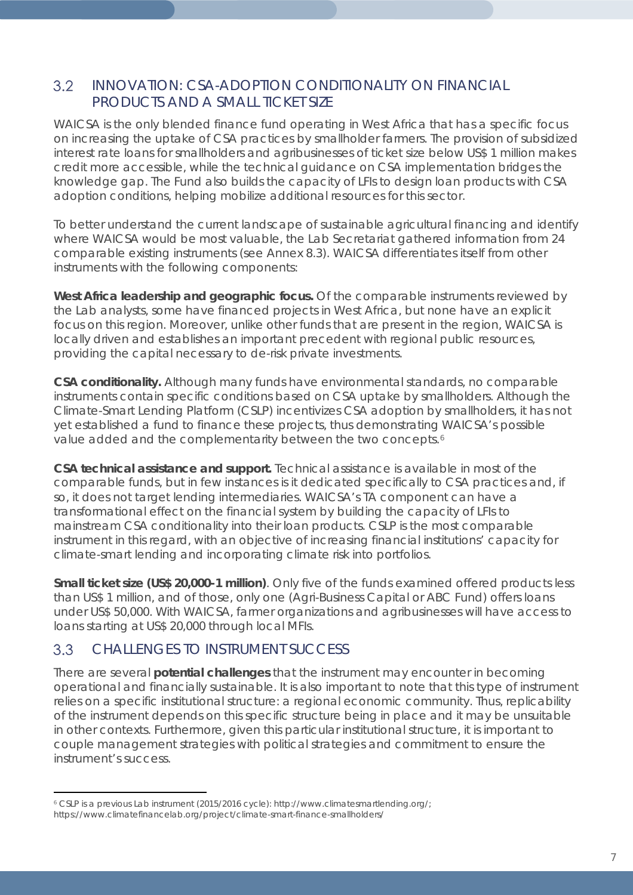## 3.2 INNOVATION: CSA-ADOPTION CONDITIONALITY ON FINANCIAL PRODUCTS AND A SMALL TICKET SIZE

WAICSA is the only blended finance fund operating in West Africa that has a specific focus on increasing the uptake of CSA practices by smallholder farmers. The provision of subsidized interest rate loans for smallholders and agribusinesses of ticket size below US$ 1 million makes credit more accessible, while the technical guidance on CSA implementation bridges the knowledge gap. The Fund also builds the capacity of LFIs to design loan products with CSA adoption conditions, helping mobilize additional resources for this sector.

To better understand the current landscape of sustainable agricultural financing and identify where WAICSA would be most valuable, the Lab Secretariat gathered information from 24 comparable existing instruments (see Annex 8.3). WAICSA differentiates itself from other instruments with the following components:

**West Africa leadership and geographic focus.** Of the comparable instruments reviewed by the Lab analysts, some have financed projects in West Africa, but none have an explicit focus on this region. Moreover, unlike other funds that are present in the region, WAICSA is locally driven and establishes an important precedent with regional public resources, providing the capital necessary to de-risk private investments.

**CSA conditionality.** Although many funds have environmental standards, no comparable instruments contain specific conditions based on CSA uptake by smallholders. Although the Climate-Smart Lending Platform (CSLP) incentivizes CSA adoption by smallholders, it has not yet established a fund to finance these projects, thus demonstrating WAICSA's possible value added and the complementarity between the two concepts.[6]

**CSA technical assistance and support.** Technical assistance is available in most of the comparable funds, but in few instances is it dedicated specifically to CSA practices and, if so, it does not target lending intermediaries. WAICSA's TA component can have a transformational effect on the financial system by building the capacity of LFIs to mainstream CSA conditionality into their loan products. CSLP is the most comparable instrument in this regard, with an objective of increasing financial institutions' capacity for climate-smart lending and incorporating climate risk into portfolios.

**Small ticket size (US$ 20,000-1 million)**. Only five of the funds examined offered products less than US$ 1 million, and of those, only one (Agri-Business Capital or ABC Fund) offers loans under US$ 50,000. With WAICSA, farmer organizations and agribusinesses will have access to loans starting at US$ 20,000 through local MFIs.

## 3.3 CHALLENGES TO INSTRUMENT SUCCESS

There are several **potential challenges** that the instrument may encounter in becoming operational and financially sustainable. It is also important to note that this type of instrument relies on a specific institutional structure: a regional economic community. Thus, replicability of the instrument depends on this specific structure being in place and it may be unsuitable in other contexts. Furthermore, given this particular institutional structure, it is important to couple management strategies with political strategies and commitment to ensure the instrument's success.

---

[6] CSLP is a previous Lab instrument (2015/2016 cycle): http://www.climatesmartlending.org/; https://www.climatefinancelab.org/project/climate-smart-finance-smallholders/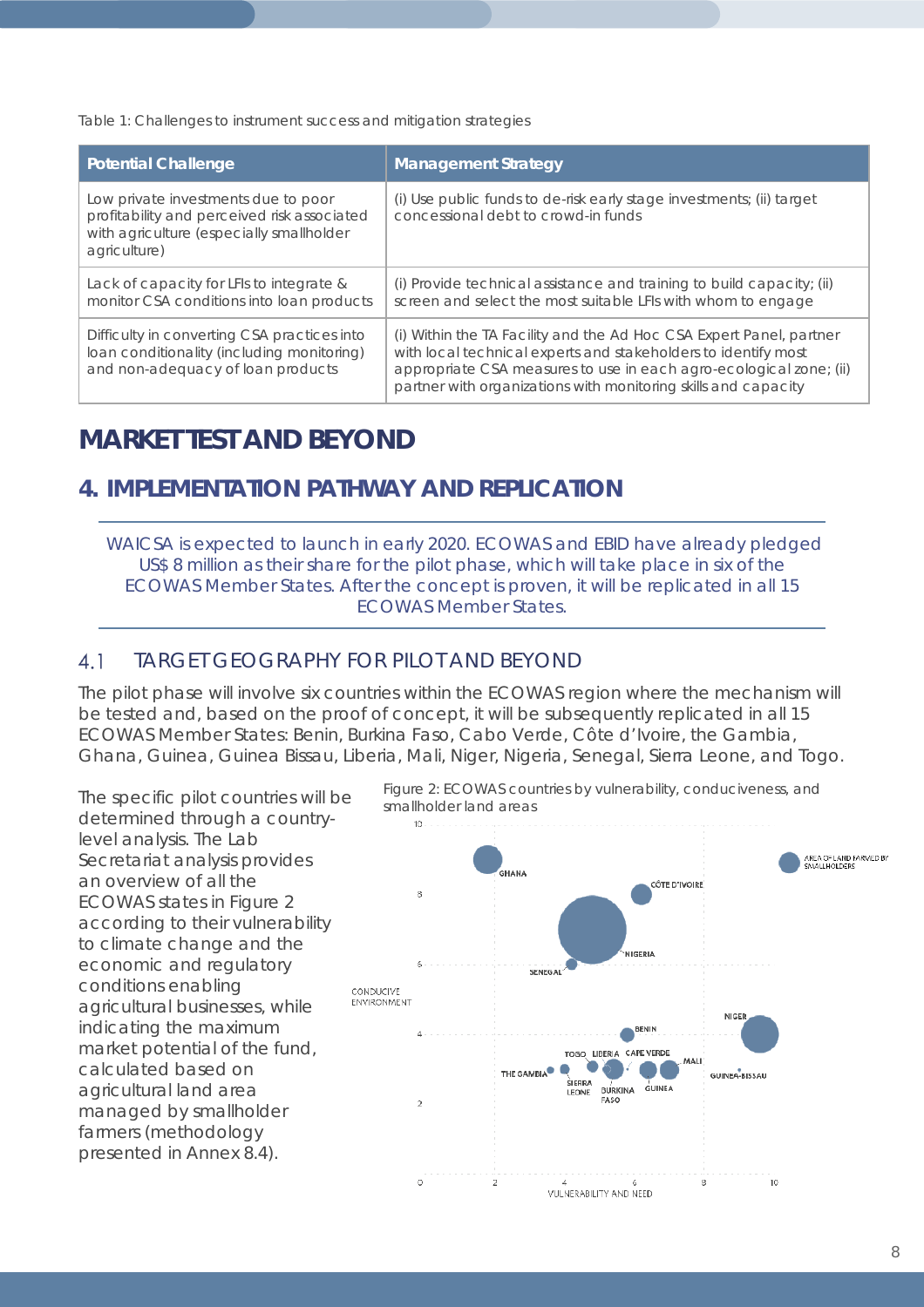Table 1: Challenges to instrument success and mitigation strategies

| Potential Challenge | Management Strategy |
| --- | --- |
| Low private investments due to poor profitability and perceived risk associated with agriculture (especially smallholder agriculture) | (i) Use public funds to de-risk early stage investments; (ii) target concessional debt to crowd-in funds |
| Lack of capacity for LFIs to integrate & monitor CSA conditions into loan products | (i) Provide technical assistance and training to build capacity; (ii) screen and select the most suitable LFIs with whom to engage |
| Difficulty in converting CSA practices into loan conditionality (including monitoring) and non-adequacy of loan products | (i) Within the TA Facility and the Ad Hoc CSA Expert Panel, partner with local technical experts and stakeholders to identify most appropriate CSA measures to use in each agro-ecological zone; (ii) partner with organizations with monitoring skills and capacity |

# MARKET TEST AND BEYOND

## 4. IMPLEMENTATION PATHWAY AND REPLICATION

WAICSA is expected to launch in early 2020. ECOWAS and EBID have already pledged US$ 8 million as their share for the pilot phase, which will take place in six of the ECOWAS Member States. After the concept is proven, it will be replicated in all 15 ECOWAS Member States.

### 4.1 TARGET GEOGRAPHY FOR PILOT AND BEYOND

The pilot phase will involve six countries within the ECOWAS region where the mechanism will be tested and, based on the proof of concept, it will be subsequently replicated in all 15 ECOWAS Member States: Benin, Burkina Faso, Cabo Verde, Côte d'Ivoire, the Gambia, Ghana, Guinea, Guinea Bissau, Liberia, Mali, Niger, Nigeria, Senegal, Sierra Leone, and Togo.

The specific pilot countries will be determined through a country-level analysis. The Lab Secretariat analysis provides an overview of all the ECOWAS states in Figure 2 according to their vulnerability to climate change and the economic and regulatory conditions enabling agricultural businesses, while indicating the maximum market potential of the fund, calculated based on agricultural land area managed by smallholder farmers (methodology presented in Annex 8.4).

Figure 2: ECOWAS countries by vulnerability, conduciveness, and smallholder land areas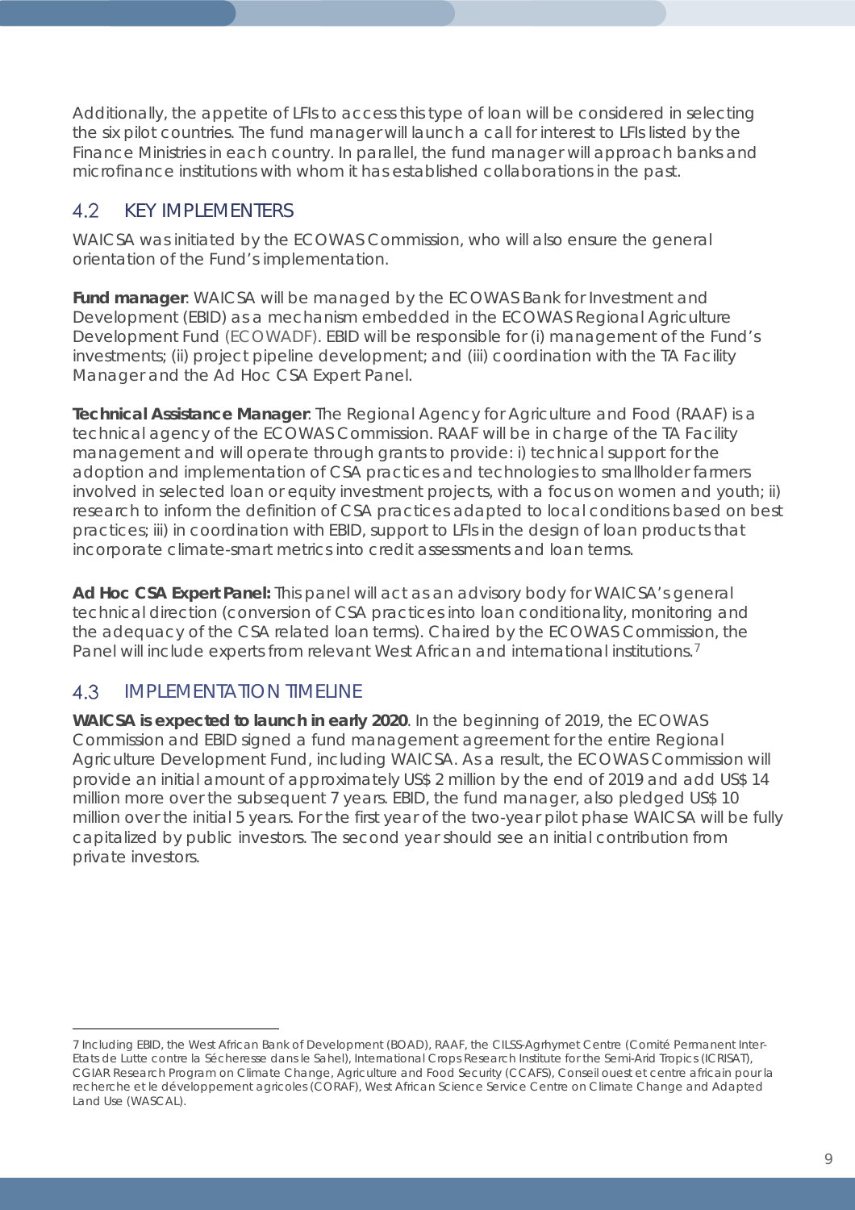Additionally, the appetite of LFIs to access this type of loan will be considered in selecting the six pilot countries. The fund manager will launch a call for interest to LFIs listed by the Finance Ministries in each country. In parallel, the fund manager will approach banks and microfinance institutions with whom it has established collaborations in the past.

## 4.2 KEY IMPLEMENTERS

WAICSA was initiated by the ECOWAS Commission, who will also ensure the general orientation of the Fund's implementation.

**Fund manager**: WAICSA will be managed by the ECOWAS Bank for Investment and Development (EBID) as a mechanism embedded in the ECOWAS Regional Agriculture Development Fund (ECOWADF). EBID will be responsible for (i) management of the Fund's investments; (ii) project pipeline development; and (iii) coordination with the TA Facility Manager and the Ad Hoc CSA Expert Panel.

**Technical Assistance Manager**: The Regional Agency for Agriculture and Food (RAAF) is a technical agency of the ECOWAS Commission. RAAF will be in charge of the TA Facility management and will operate through grants to provide: i) technical support for the adoption and implementation of CSA practices and technologies to smallholder farmers involved in selected loan or equity investment projects, with a focus on women and youth; ii) research to inform the definition of CSA practices adapted to local conditions based on best practices; iii) in coordination with EBID, support to LFIs in the design of loan products that incorporate climate-smart metrics into credit assessments and loan terms.

**Ad Hoc CSA Expert Panel:** This panel will act as an advisory body for WAICSA's general technical direction (conversion of CSA practices into loan conditionality, monitoring and the adequacy of the CSA related loan terms). Chaired by the ECOWAS Commission, the Panel will include experts from relevant West African and international institutions.[7]

## 4.3 IMPLEMENTATION TIMELINE

**WAICSA is expected to launch in early 2020**. In the beginning of 2019, the ECOWAS Commission and EBID signed a fund management agreement for the entire Regional Agriculture Development Fund, including WAICSA. As a result, the ECOWAS Commission will provide an initial amount of approximately US$ 2 million by the end of 2019 and add US$ 14 million more over the subsequent 7 years. EBID, the fund manager, also pledged US$ 10 million over the initial 5 years. For the first year of the two-year pilot phase WAICSA will be fully capitalized by public investors. The second year should see an initial contribution from private investors.

---

7 Including EBID, the West African Bank of Development (BOAD), RAAF, the CILSS-Agrhymet Centre (Comité Permanent Inter-Etats de Lutte contre la Sécheresse dans le Sahel), International Crops Research Institute for the Semi-Arid Tropics (ICRISAT), CGIAR Research Program on Climate Change, Agriculture and Food Security (CCAFS), Conseil ouest et centre africain pour la recherche et le développement agricoles (CORAF), West African Science Service Centre on Climate Change and Adapted Land Use (WASCAL).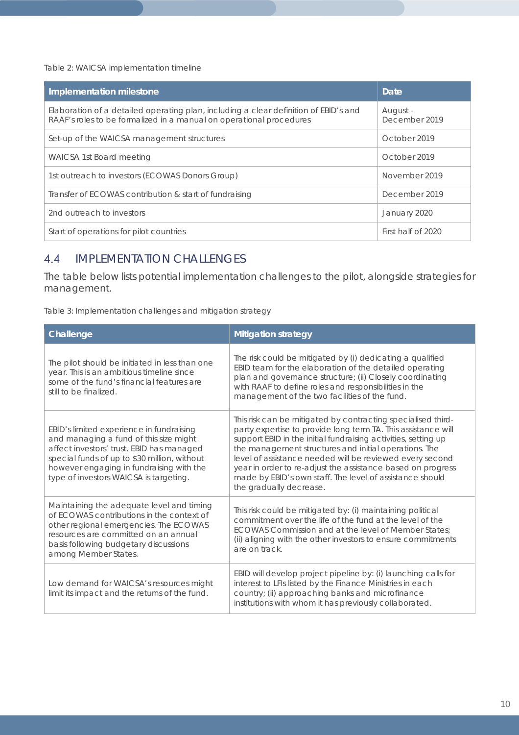Table 2: WAICSA implementation timeline

| Implementation milestone | Date |
| --- | --- |
| Elaboration of a detailed operating plan, including a clear definition of EBID's and RAAF's roles to be formalized in a manual on operational procedures | August - December 2019 |
| Set-up of the WAICSA management structures | October 2019 |
| WAICSA 1st Board meeting | October 2019 |
| 1st outreach to investors (ECOWAS Donors Group) | November 2019 |
| Transfer of ECOWAS contribution & start of fundraising | December 2019 |
| 2nd outreach to investors | January 2020 |
| Start of operations for pilot countries | First half of 2020 |

## 4.4 IMPLEMENTATION CHALLENGES

The table below lists potential implementation challenges to the pilot, alongside strategies for management.

Table 3: Implementation challenges and mitigation strategy

| Challenge | Mitigation strategy |
| --- | --- |
| The pilot should be initiated in less than one year. This is an ambitious timeline since some of the fund's financial features are still to be finalized. | The risk could be mitigated by (i) dedicating a qualified EBID team for the elaboration of the detailed operating plan and governance structure; (ii) Closely coordinating with RAAF to define roles and responsibilities in the management of the two facilities of the fund. |
| EBID's limited experience in fundraising and managing a fund of this size might affect investors' trust. EBID has managed special funds of up to $30 million, without however engaging in fundraising with the type of investors WAICSA is targeting. | This risk can be mitigated by contracting specialised third-party expertise to provide long term TA. This assistance will support EBID in the initial fundraising activities, setting up the management structures and initial operations. The level of assistance needed will be reviewed every second year in order to re-adjust the assistance based on progress made by EBID's own staff. The level of assistance should the gradually decrease. |
| Maintaining the adequate level and timing of ECOWAS contributions in the context of other regional emergencies. The ECOWAS resources are committed on an annual basis following budgetary discussions among Member States. | This risk could be mitigated by: (i) maintaining political commitment over the life of the fund at the level of the ECOWAS Commission and at the level of Member States; (ii) aligning with the other investors to ensure commitments are on track. |
| Low demand for WAICSA's resources might limit its impact and the returns of the fund. | EBID will develop project pipeline by: (i) launching calls for interest to LFIs listed by the Finance Ministries in each country; (ii) approaching banks and microfinance institutions with whom it has previously collaborated. |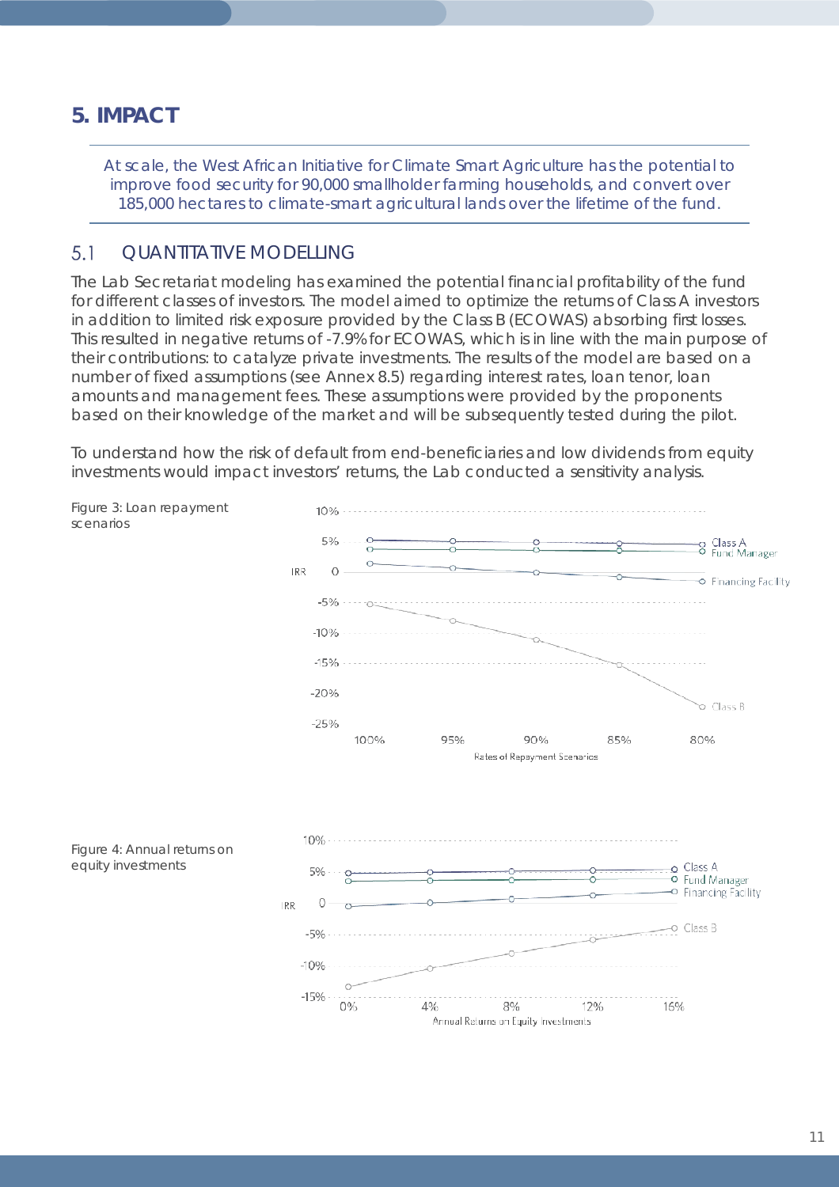# 5. IMPACT

At scale, the West African Initiative for Climate Smart Agriculture has the potential to improve food security for 90,000 smallholder farming households, and convert over 185,000 hectares to climate-smart agricultural lands over the lifetime of the fund.

## 5.1 QUANTITATIVE MODELLING

The Lab Secretariat modeling has examined the potential financial profitability of the fund for different classes of investors. The model aimed to optimize the returns of Class A investors in addition to limited risk exposure provided by the Class B (ECOWAS) absorbing first losses. This resulted in negative returns of -7.9% for ECOWAS, which is in line with the main purpose of their contributions: to catalyze private investments. The results of the model are based on a number of fixed assumptions (see Annex 8.5) regarding interest rates, loan tenor, loan amounts and management fees. These assumptions were provided by the proponents based on their knowledge of the market and will be subsequently tested during the pilot.

To understand how the risk of default from end-beneficiaries and low dividends from equity investments would impact investors' returns, the Lab conducted a sensitivity analysis.

Figure 3: Loan repayment scenarios

Figure 4: Annual returns on equity investments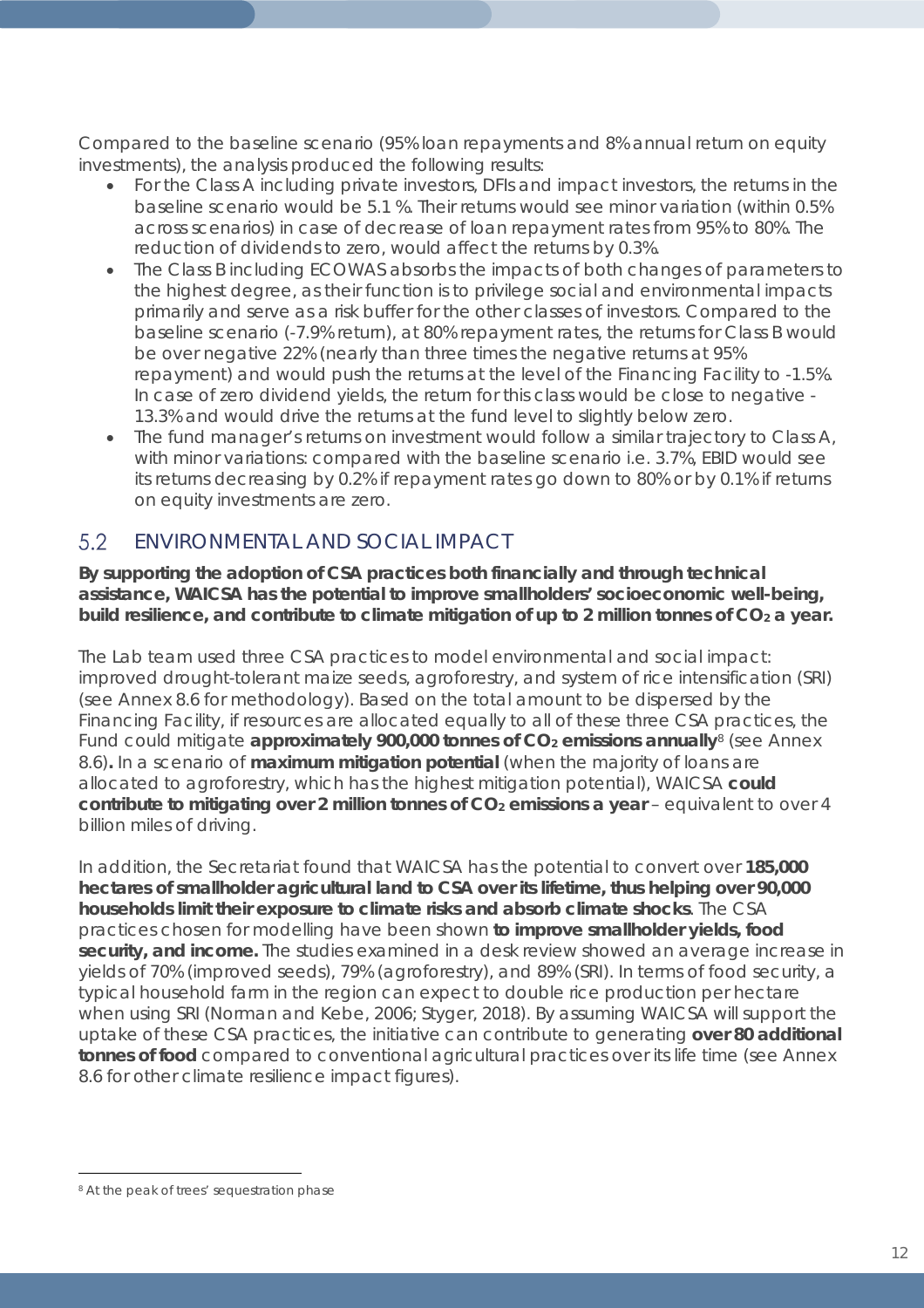Compared to the baseline scenario (95% loan repayments and 8% annual return on equity investments), the analysis produced the following results:

- For the Class A including private investors, DFIs and impact investors, the returns in the baseline scenario would be 5.1 %. Their returns would see minor variation (within 0.5% across scenarios) in case of decrease of loan repayment rates from 95% to 80%. The reduction of dividends to zero, would affect the returns by 0.3%.
- The Class B including ECOWAS absorbs the impacts of both changes of parameters to the highest degree, as their function is to privilege social and environmental impacts primarily and serve as a risk buffer for the other classes of investors. Compared to the baseline scenario (-7.9% return), at 80% repayment rates, the returns for Class B would be over negative 22% (nearly than three times the negative returns at 95% repayment) and would push the returns at the level of the Financing Facility to -1.5%. In case of zero dividend yields, the return for this class would be close to negative -13.3% and would drive the returns at the fund level to slightly below zero.
- The fund manager's returns on investment would follow a similar trajectory to Class A, with minor variations: compared with the baseline scenario i.e. 3.7%, EBID would see its returns decreasing by 0.2% if repayment rates go down to 80% or by 0.1% if returns on equity investments are zero.

## 5.2 ENVIRONMENTAL AND SOCIAL IMPACT

**By supporting the adoption of CSA practices both financially and through technical assistance, WAICSA has the potential to improve smallholders' socioeconomic well-being, build resilience, and contribute to climate mitigation of up to 2 million tonnes of $CO_2$ a year.**

The Lab team used three CSA practices to model environmental and social impact: improved drought-tolerant maize seeds, agroforestry, and system of rice intensification (SRI) (see Annex 8.6 for methodology). Based on the total amount to be dispersed by the Financing Facility, if resources are allocated equally to all of these three CSA practices, the Fund could mitigate **approximately 900,000 tonnes of $CO_2$ emissions annually**[8] (see Annex 8.6)**.** In a scenario of **maximum mitigation potential** (when the majority of loans are allocated to agroforestry, which has the highest mitigation potential), WAICSA **could contribute to mitigating over 2 million tonnes of $CO_2$ emissions a year** – equivalent to over 4 billion miles of driving.

In addition, the Secretariat found that WAICSA has the potential to convert over **185,000 hectares of smallholder agricultural land to CSA over its lifetime, thus helping over 90,000 households limit their exposure to climate risks and absorb climate shocks**. The CSA practices chosen for modelling have been shown **to improve smallholder yields, food security, and income.** The studies examined in a desk review showed an average increase in yields of 70% (improved seeds), 79% (agroforestry), and 89% (SRI). In terms of food security, a typical household farm in the region can expect to double rice production per hectare when using SRI (Norman and Kebe, 2006; Styger, 2018). By assuming WAICSA will support the uptake of these CSA practices, the initiative can contribute to generating **over 80 additional tonnes of food** compared to conventional agricultural practices over its life time (see Annex 8.6 for other climate resilience impact figures).

[8] At the peak of trees' sequestration phase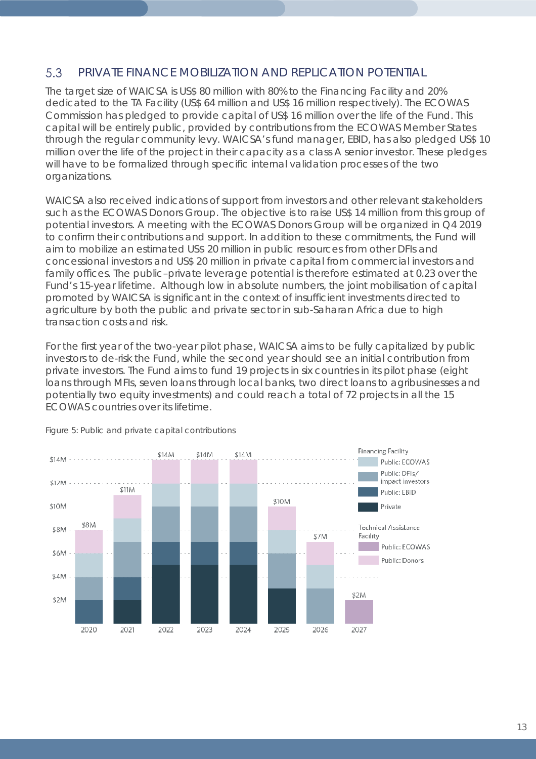## 5.3 PRIVATE FINANCE MOBILIZATION AND REPLICATION POTENTIAL

The target size of WAICSA is US$ 80 million with 80% to the Financing Facility and 20% dedicated to the TA Facility (US$ 64 million and US$ 16 million respectively). The ECOWAS Commission has pledged to provide capital of US$ 16 million over the life of the Fund. This capital will be entirely public, provided by contributions from the ECOWAS Member States through the regular community levy. WAICSA's fund manager, EBID, has also pledged US$ 10 million over the life of the project in their capacity as a class A senior investor. These pledges will have to be formalized through specific internal validation processes of the two organizations.

WAICSA also received indications of support from investors and other relevant stakeholders such as the ECOWAS Donors Group. The objective is to raise US$ 14 million from this group of potential investors. A meeting with the ECOWAS Donors Group will be organized in Q4 2019 to confirm their contributions and support. In addition to these commitments, the Fund will aim to mobilize an estimated US$ 20 million in public resources from other DFIs and concessional investors and US$ 20 million in private capital from commercial investors and family offices. The public–private leverage potential is therefore estimated at 0.23 over the Fund's 15-year lifetime. Although low in absolute numbers, the joint mobilisation of capital promoted by WAICSA is significant in the context of insufficient investments directed to agriculture by both the public and private sector in sub-Saharan Africa due to high transaction costs and risk.

For the first year of the two-year pilot phase, WAICSA aims to be fully capitalized by public investors to de-risk the Fund, while the second year should see an initial contribution from private investors. The Fund aims to fund 19 projects in six countries in its pilot phase (eight loans through MFIs, seven loans through local banks, two direct loans to agribusinesses and potentially two equity investments) and could reach a total of 72 projects in all the 15 ECOWAS countries over its lifetime.

Figure 5: Public and private capital contributions

| Year | Private | Public: EBID | Public: DFIs/impact investors | Public: ECOWAS (Financing Facility) | Public: Donors (TA Facility) | Public: ECOWAS (TA Facility) | Total |
|---|---|---|---|---|---|---|---|
| 2020 | | $2M | $2M | $2M | $2M | | $8M |
| 2021 | $2M | $2M | $3M | $2M | $2M | | $11M |
| 2022 | $5M | $2M | $3M | $2M | $2M | | $14M |
| 2023 | $5M | $2M | $3M | $2M | $2M | | $14M |
| 2024 | $5M | $2M | $3M | $2M | $2M | | $14M |
| 2025 | $3M | | $3M | $2M | $2M | | $10M |
| 2026 | | | $3M | $2M | $2M | | $7M |
| 2027 | | | | | | $2M | $2M |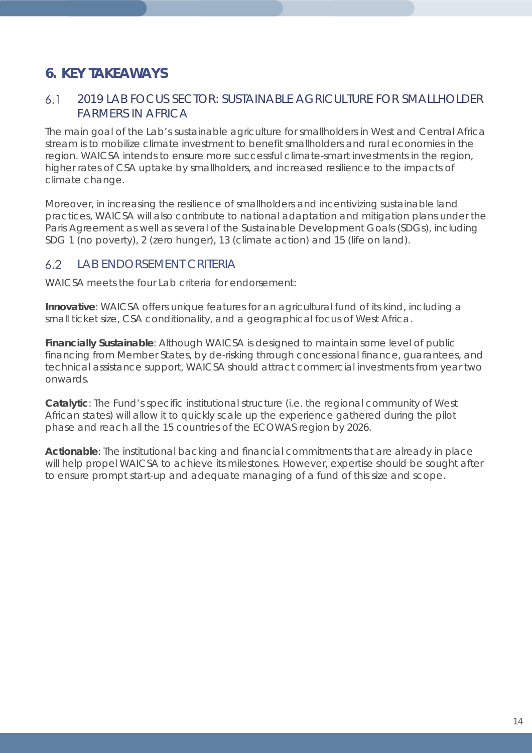# 6. KEY TAKEAWAYS

## 6.1 2019 LAB FOCUS SECTOR: SUSTAINABLE AGRICULTURE FOR SMALLHOLDER FARMERS IN AFRICA

The main goal of the Lab's sustainable agriculture for smallholders in West and Central Africa stream is to mobilize climate investment to benefit smallholders and rural economies in the region. WAICSA intends to ensure more successful climate-smart investments in the region, higher rates of CSA uptake by smallholders, and increased resilience to the impacts of climate change.

Moreover, in increasing the resilience of smallholders and incentivizing sustainable land practices, WAICSA will also contribute to national adaptation and mitigation plans under the Paris Agreement as well as several of the Sustainable Development Goals (SDGs), including SDG 1 (no poverty), 2 (zero hunger), 13 (climate action) and 15 (life on land).

## 6.2 LAB ENDORSEMENT CRITERIA

WAICSA meets the four Lab criteria for endorsement:

**Innovative**: WAICSA offers unique features for an agricultural fund of its kind, including a small ticket size, CSA conditionality, and a geographical focus of West Africa.

**Financially Sustainable**: Although WAICSA is designed to maintain some level of public financing from Member States, by de-risking through concessional finance, guarantees, and technical assistance support, WAICSA should attract commercial investments from year two onwards.

**Catalytic**: The Fund's specific institutional structure (i.e. the regional community of West African states) will allow it to quickly scale up the experience gathered during the pilot phase and reach all the 15 countries of the ECOWAS region by 2026.

**Actionable**: The institutional backing and financial commitments that are already in place will help propel WAICSA to achieve its milestones. However, expertise should be sought after to ensure prompt start-up and adequate managing of a fund of this size and scope.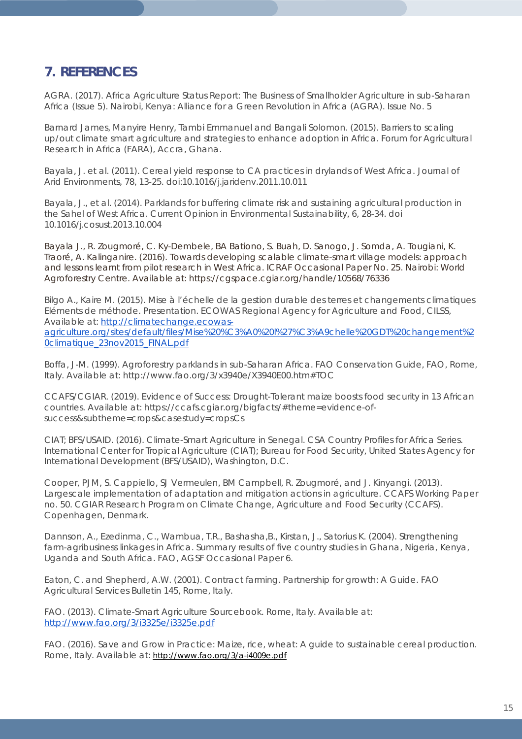## 7. REFERENCES

AGRA. (2017). Africa Agriculture Status Report: The Business of Smallholder Agriculture in sub-Saharan Africa (Issue 5). Nairobi, Kenya: Alliance for a Green Revolution in Africa (AGRA). Issue No. 5

Barnard James, Manyire Henry, Tambi Emmanuel and Bangali Solomon. (2015). Barriers to scaling up/out climate smart agriculture and strategies to enhance adoption in Africa. Forum for Agricultural Research in Africa (FARA), Accra, Ghana.

Bayala, J. et al. (2011). Cereal yield response to CA practices in drylands of West Africa. Journal of Arid Environments, 78, 13-25. doi:10.1016/j.jaridenv.2011.10.011

Bayala, J., et al. (2014). Parklands for buffering climate risk and sustaining agricultural production in the Sahel of West Africa. Current Opinion in Environmental Sustainability, 6, 28-34. doi 10.1016/j.cosust.2013.10.004

Bayala J., R. Zougmoré, C. Ky-Dembele, BA Bationo, S. Buah, D. Sanogo, J. Somda, A. Tougiani, K. Traoré, A. Kalinganire. (2016). Towards developing scalable climate-smart village models: approach and lessons learnt from pilot research in West Africa. ICRAF Occasional Paper No. 25. Nairobi: World Agroforestry Centre. Available at: https://cgspace.cgiar.org/handle/10568/76336

Bilgo A., Kaire M. (2015). Mise à l'échelle de la gestion durable des terres et changements climatiques Eléments de méthode. Presentation. ECOWAS Regional Agency for Agriculture and Food, CILSS, Available at: http://climatechange.ecowas-agriculture.org/sites/default/files/Mise%20%C3%A0%20l%27%C3%A9chelle%20GDT%20changement%20climatique_23nov2015_FINAL.pdf

Boffa, J-M. (1999). Agroforestry parklands in sub-Saharan Africa. FAO Conservation Guide, FAO, Rome, Italy. Available at: http://www.fao.org/3/x3940e/X3940E00.htm#TOC

CCAFS/CGIAR. (2019). Evidence of Success: Drought-Tolerant maize boosts food security in 13 African countries. Available at: https://ccafs.cgiar.org/bigfacts/#theme=evidence-of-success&subtheme=crops&casestudy=cropsCs

CIAT; BFS/USAID. (2016). Climate-Smart Agriculture in Senegal. CSA Country Profiles for Africa Series. International Center for Tropical Agriculture (CIAT); Bureau for Food Security, United States Agency for International Development (BFS/USAID), Washington, D.C.

Cooper, PJM, S. Cappiello, SJ Vermeulen, BM Campbell, R. Zougmoré, and J. Kinyangi. (2013). Largescale implementation of adaptation and mitigation actions in agriculture. CCAFS Working Paper no. 50. CGIAR Research Program on Climate Change, Agriculture and Food Security (CCAFS). Copenhagen, Denmark.

Dannson, A., Ezedinma, C., Wambua, T.R., Bashasha,B., Kirstan, J., Satorius K. (2004). Strengthening farm-agribusiness linkages in Africa. Summary results of five country studies in Ghana, Nigeria, Kenya, Uganda and South Africa. FAO, AGSF Occasional Paper 6.

Eaton, C. and Shepherd, A.W. (2001). Contract farming. Partnership for growth: A Guide. FAO Agricultural Services Bulletin 145, Rome, Italy.

FAO. (2013). Climate-Smart Agriculture Sourcebook. Rome, Italy. Available at: http://www.fao.org/3/i3325e/i3325e.pdf

FAO. (2016). Save and Grow in Practice: Maize, rice, wheat: A guide to sustainable cereal production. Rome, Italy. Available at: http://www.fao.org/3/a-i4009e.pdf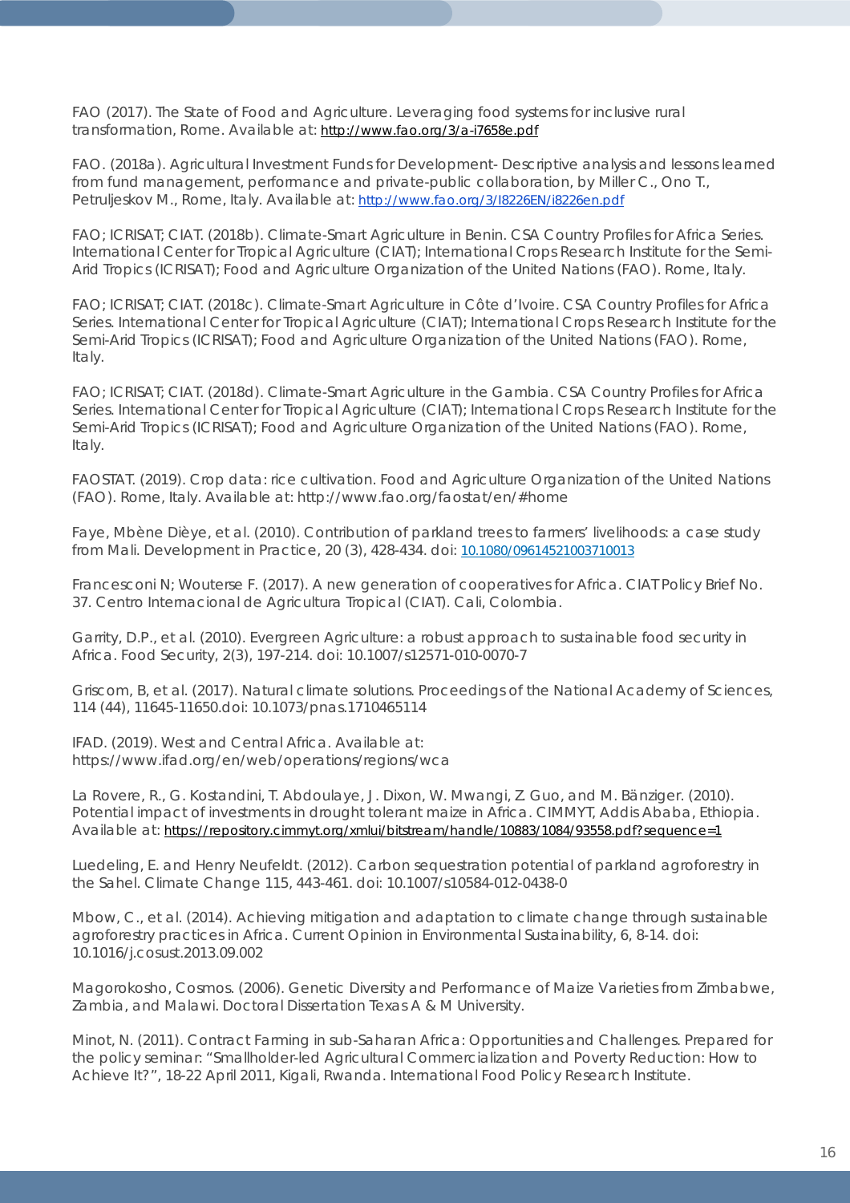FAO (2017). The State of Food and Agriculture. Leveraging food systems for inclusive rural transformation, Rome. Available at: http://www.fao.org/3/a-i7658e.pdf

FAO. (2018a). Agricultural Investment Funds for Development- Descriptive analysis and lessons learned from fund management, performance and private-public collaboration, by Miller C., Ono T., Petruljeskov M., Rome, Italy. Available at: http://www.fao.org/3/I8226EN/i8226en.pdf

FAO; ICRISAT; CIAT. (2018b). Climate-Smart Agriculture in Benin. CSA Country Profiles for Africa Series. International Center for Tropical Agriculture (CIAT); International Crops Research Institute for the Semi-Arid Tropics (ICRISAT); Food and Agriculture Organization of the United Nations (FAO). Rome, Italy.

FAO; ICRISAT; CIAT. (2018c). Climate-Smart Agriculture in Côte d'Ivoire. CSA Country Profiles for Africa Series. International Center for Tropical Agriculture (CIAT); International Crops Research Institute for the Semi-Arid Tropics (ICRISAT); Food and Agriculture Organization of the United Nations (FAO). Rome, Italy.

FAO; ICRISAT; CIAT. (2018d). Climate-Smart Agriculture in the Gambia. CSA Country Profiles for Africa Series. International Center for Tropical Agriculture (CIAT); International Crops Research Institute for the Semi-Arid Tropics (ICRISAT); Food and Agriculture Organization of the United Nations (FAO). Rome, Italy.

FAOSTAT. (2019). Crop data: rice cultivation. Food and Agriculture Organization of the United Nations (FAO). Rome, Italy. Available at: http://www.fao.org/faostat/en/#home

Faye, Mbène Dièye, et al. (2010). Contribution of parkland trees to farmers' livelihoods: a case study from Mali. Development in Practice, 20 (3), 428-434. doi: 10.1080/09614521003710013

Francesconi N; Wouterse F. (2017). A new generation of cooperatives for Africa. CIAT Policy Brief No. 37. Centro Internacional de Agricultura Tropical (CIAT). Cali, Colombia.

Garrity, D.P., et al. (2010). Evergreen Agriculture: a robust approach to sustainable food security in Africa. Food Security, 2(3), 197-214. doi: 10.1007/s12571-010-0070-7

Griscom, B, et al. (2017). Natural climate solutions. Proceedings of the National Academy of Sciences, 114 (44), 11645-11650.doi: 10.1073/pnas.1710465114

IFAD. (2019). West and Central Africa. Available at: https://www.ifad.org/en/web/operations/regions/wca

La Rovere, R., G. Kostandini, T. Abdoulaye, J. Dixon, W. Mwangi, Z. Guo, and M. Bänziger. (2010). Potential impact of investments in drought tolerant maize in Africa. CIMMYT, Addis Ababa, Ethiopia. Available at: https://repository.cimmyt.org/xmlui/bitstream/handle/10883/1084/93558.pdf?sequence=1

Luedeling, E. and Henry Neufeldt. (2012). Carbon sequestration potential of parkland agroforestry in the Sahel. Climate Change 115, 443-461. doi: 10.1007/s10584-012-0438-0

Mbow, C., et al. (2014). Achieving mitigation and adaptation to climate change through sustainable agroforestry practices in Africa. Current Opinion in Environmental Sustainability, 6, 8-14. doi: 10.1016/j.cosust.2013.09.002

Magorokosho, Cosmos. (2006). Genetic Diversity and Performance of Maize Varieties from Zimbabwe, Zambia, and Malawi. Doctoral Dissertation Texas A & M University.

Minot, N. (2011). Contract Farming in sub-Saharan Africa: Opportunities and Challenges. Prepared for the policy seminar: "Smallholder-led Agricultural Commercialization and Poverty Reduction: How to Achieve It?", 18-22 April 2011, Kigali, Rwanda. International Food Policy Research Institute.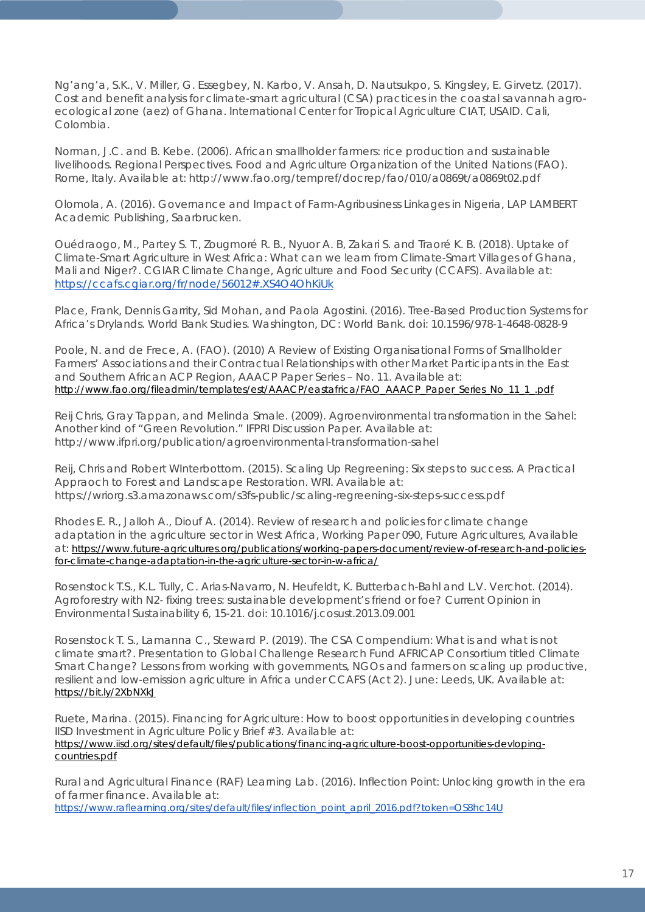Ng'ang'a, S.K., V. Miller, G. Essegbey, N. Karbo, V. Ansah, D. Nautsukpo, S. Kingsley, E. Girvetz. (2017). Cost and benefit analysis for climate-smart agricultural (CSA) practices in the coastal savannah agro-ecological zone (aez) of Ghana. International Center for Tropical Agriculture CIAT, USAID. Cali, Colombia.

Norman, J.C. and B. Kebe. (2006). African smallholder farmers: rice production and sustainable livelihoods. Regional Perspectives. Food and Agriculture Organization of the United Nations (FAO). Rome, Italy. Available at: http://www.fao.org/tempref/docrep/fao/010/a0869t/a0869t02.pdf

Olomola, A. (2016). Governance and Impact of Farm-Agribusiness Linkages in Nigeria, LAP LAMBERT Academic Publishing, Saarbrucken.

Ouédraogo, M., Partey S. T., Zougmoré R. B., Nyuor A. B, Zakari S. and Traoré K. B. (2018). Uptake of Climate-Smart Agriculture in West Africa: What can we learn from Climate-Smart Villages of Ghana, Mali and Niger?. CGIAR Climate Change, Agriculture and Food Security (CCAFS). Available at: https://ccafs.cgiar.org/fr/node/56012#.XS4O4OhKiUk

Place, Frank, Dennis Garrity, Sid Mohan, and Paola Agostini. (2016). Tree-Based Production Systems for Africa's Drylands. World Bank Studies. Washington, DC: World Bank. doi: 10.1596/978-1-4648-0828-9

Poole, N. and de Frece, A. (FAO). (2010) A Review of Existing Organisational Forms of Smallholder Farmers' Associations and their Contractual Relationships with other Market Participants in the East and Southern African ACP Region, AAACP Paper Series – No. 11. Available at: http://www.fao.org/fileadmin/templates/est/AAACP/eastafrica/FAO_AAACP_Paper_Series_No_11_1_.pdf

Reij Chris, Gray Tappan, and Melinda Smale. (2009). Agroenvironmental transformation in the Sahel: Another kind of "Green Revolution." IFPRI Discussion Paper. Available at: http://www.ifpri.org/publication/agroenvironmental-transformation-sahel

Reij, Chris and Robert WInterbottom. (2015). Scaling Up Regreening: Six steps to success. A Practical Appraoch to Forest and Landscape Restoration. WRI. Available at: https://wriorg.s3.amazonaws.com/s3fs-public/scaling-regreening-six-steps-success.pdf

Rhodes E. R., Jalloh A., Diouf A. (2014). Review of research and policies for climate change adaptation in the agriculture sector in West Africa, Working Paper 090, Future Agricultures, Available at: https://www.future-agricultures.org/publications/working-papers-document/review-of-research-and-policies-for-climate-change-adaptation-in-the-agriculture-sector-in-w-africa/

Rosenstock T.S., K.L. Tully, C. Arias-Navarro, N. Heufeldt, K. Butterbach-Bahl and L.V. Verchot. (2014). Agroforestry with N2- fixing trees: sustainable development's friend or foe? Current Opinion in Environmental Sustainability 6, 15-21. doi: 10.1016/j.cosust.2013.09.001

Rosenstock T. S., Lamanna C., Steward P. (2019). The CSA Compendium: What is and what is not climate smart?. Presentation to Global Challenge Research Fund AFRICAP Consortium titled Climate Smart Change? Lessons from working with governments, NGOs and farmers on scaling up productive, resilient and low-emission agriculture in Africa under CCAFS (Act 2). June: Leeds, UK. Available at: https://bit.ly/2XbNXkJ

Ruete, Marina. (2015). Financing for Agriculture: How to boost opportunities in developing countries IISD Investment in Agriculture Policy Brief #3. Available at: https://www.iisd.org/sites/default/files/publications/financing-agriculture-boost-opportunities-devloping-countries.pdf

Rural and Agricultural Finance (RAF) Learning Lab. (2016). Inflection Point: Unlocking growth in the era of farmer finance. Available at: https://www.raflearning.org/sites/default/files/inflection_point_april_2016.pdf?token=OS8hc14U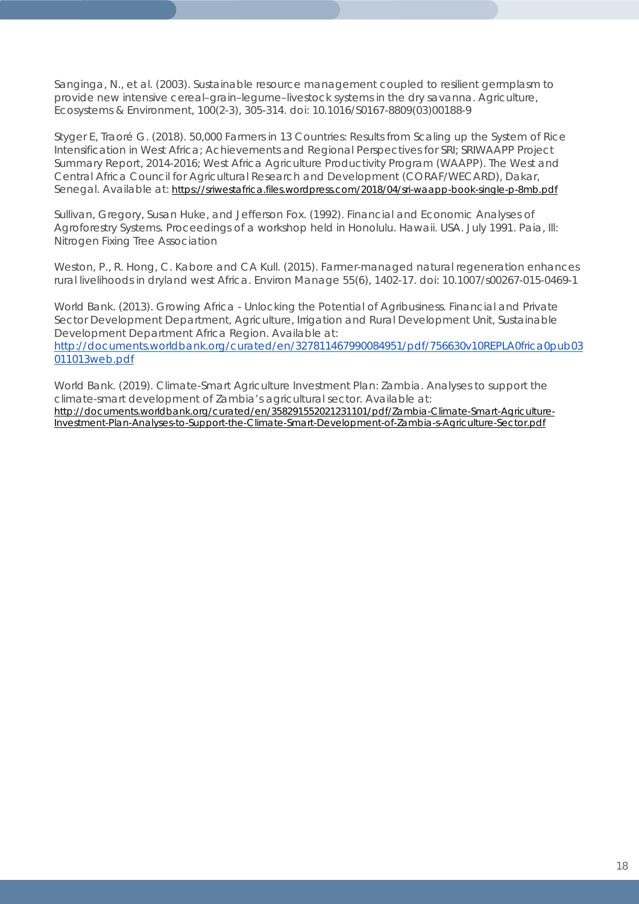Sanginga, N., et al. (2003). Sustainable resource management coupled to resilient germplasm to provide new intensive cereal–grain–legume–livestock systems in the dry savanna. Agriculture, Ecosystems & Environment, 100(2-3), 305-314. doi: 10.1016/S0167-8809(03)00188-9

Styger E, Traoré G. (2018). 50,000 Farmers in 13 Countries: Results from Scaling up the System of Rice Intensification in West Africa; Achievements and Regional Perspectives for SRI; SRIWAAPP Project Summary Report, 2014-2016; West Africa Agriculture Productivity Program (WAAPP). The West and Central Africa Council for Agricultural Research and Development (CORAF/WECARD), Dakar, Senegal. Available at: https://sriwestafrica.files.wordpress.com/2018/04/sri-waapp-book-single-p-8mb.pdf

Sullivan, Gregory, Susan Huke, and Jefferson Fox. (1992). Financial and Economic Analyses of Agroforestry Systems. Proceedings of a workshop held in Honolulu. Hawaii. USA. July 1991. Paia, Ill: Nitrogen Fixing Tree Association

Weston, P., R. Hong, C. Kabore and CA Kull. (2015). Farmer-managed natural regeneration enhances rural livelihoods in dryland west Africa. Environ Manage 55(6), 1402-17. doi: 10.1007/s00267-015-0469-1

World Bank. (2013). Growing Africa - Unlocking the Potential of Agribusiness. Financial and Private Sector Development Department, Agriculture, Irrigation and Rural Development Unit, Sustainable Development Department Africa Region. Available at: http://documents.worldbank.org/curated/en/327811467990084951/pdf/756630v10REPLA0frica0pub03011013web.pdf

World Bank. (2019). Climate-Smart Agriculture Investment Plan: Zambia. Analyses to support the climate-smart development of Zambia's agricultural sector. Available at: http://documents.worldbank.org/curated/en/358291552021231101/pdf/Zambia-Climate-Smart-Agriculture-Investment-Plan-Analyses-to-Support-the-Climate-Smart-Development-of-Zambia-s-Agriculture-Sector.pdf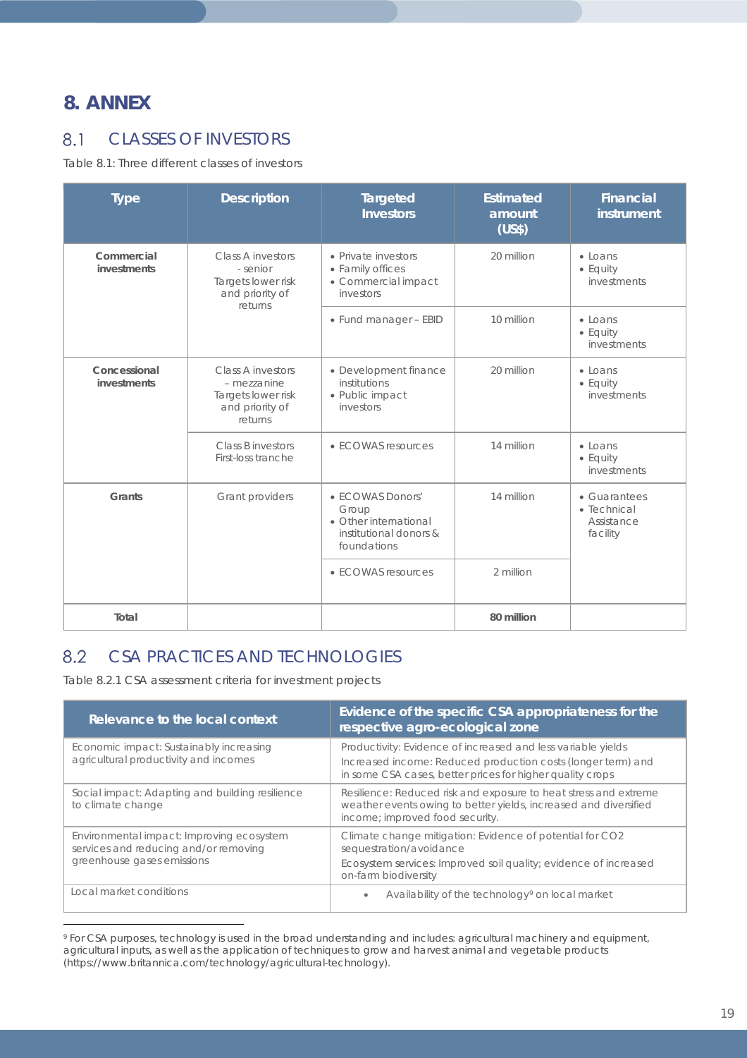# 8. ANNEX

## 8.1 CLASSES OF INVESTORS

Table 8.1: Three different classes of investors

| Type | Description | Targeted Investors | Estimated amount (US$) | Financial instrument |
|---|---|---|---|---|
| **Commercial investments** | Class A investors - senior<br>Targets lower risk and priority of returns | • Private investors<br>• Family offices<br>• Commercial impact investors | 20 million | • Loans<br>• Equity investments |
| | | • Fund manager – EBID | 10 million | • Loans<br>• Equity investments |
| **Concessional investments** | Class A investors – mezzanine<br>Targets lower risk and priority of returns | • Development finance institutions<br>• Public impact investors | 20 million | • Loans<br>• Equity investments |
| | Class B investors<br>First-loss tranche | • ECOWAS resources | 14 million | • Loans<br>• Equity investments |
| **Grants** | Grant providers | • ECOWAS Donors' Group<br>• Other international institutional donors & foundations | 14 million | • Guarantees<br>• Technical Assistance facility |
| | | • ECOWAS resources | 2 million | |
| **Total** | | | **80 million** | |

## 8.2 CSA PRACTICES AND TECHNOLOGIES

Table 8.2.1 CSA assessment criteria for investment projects

| Relevance to the local context | Evidence of the specific CSA appropriateness for the respective agro-ecological zone |
|---|---|
| Economic impact: Sustainably increasing agricultural productivity and incomes | Productivity: Evidence of increased and less variable yields<br>Increased income: Reduced production costs (longer term) and in some CSA cases, better prices for higher quality crops |
| Social impact: Adapting and building resilience to climate change | Resilience: Reduced risk and exposure to heat stress and extreme weather events owing to better yields, increased and diversified income; improved food security. |
| Environmental impact: Improving ecosystem services and reducing and/or removing greenhouse gases emissions | Climate change mitigation: Evidence of potential for $CO_2$ sequestration/avoidance<br>Ecosystem services: Improved soil quality; evidence of increased on-farm biodiversity |
| Local market conditions | • Availability of the technology[9] on local market |

[9] For CSA purposes, technology is used in the broad understanding and includes: agricultural machinery and equipment, agricultural inputs, as well as the application of techniques to grow and harvest animal and vegetable products (https://www.britannica.com/technology/agricultural-technology).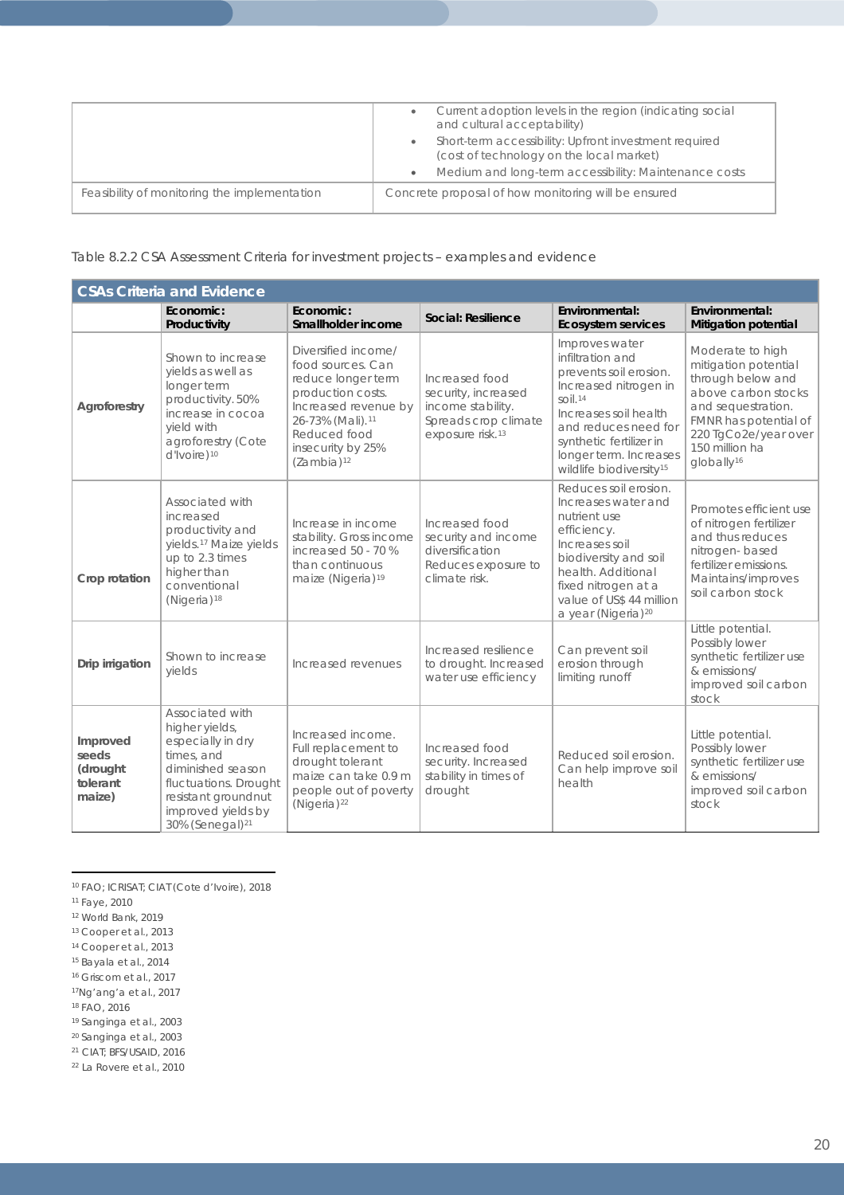| | • Current adoption levels in the region (indicating social and cultural acceptability)<br>• Short-term accessibility: Upfront investment required (cost of technology on the local market)<br>• Medium and long-term accessibility: Maintenance costs |
|---|---|
| Feasibility of monitoring the implementation | Concrete proposal of how monitoring will be ensured |

Table 8.2.2 CSA Assessment Criteria for investment projects – examples and evidence

| **CSAs Criteria and Evidence** | | | | | |
|---|---|---|---|---|---|
| | **Economic: Productivity** | **Economic: Smallholder income** | **Social: Resilience** | **Environmental: Ecosystem services** | **Environmental: Mitigation potential** |
| **Agroforestry** | Shown to increase yields as well as longer term productivity. 50% increase in cocoa yield with agroforestry (Cote d'Ivoire)[10] | Diversified income/ food sources. Can reduce longer term production costs. Increased revenue by 26-73% (Mali).[11] Reduced food insecurity by 25% (Zambia)[12] | Increased food security, increased income stability. Spreads crop climate exposure risk.[13] | Improves water infiltration and prevents soil erosion. Increased nitrogen in soil.[14] Increases soil health and reduces need for synthetic fertilizer in longer term. Increases wildlife biodiversity[15] | Moderate to high mitigation potential through below and above carbon stocks and sequestration. FMNR has potential of 220 TgCo2e/year over 150 million ha globally[16] |
| **Crop rotation** | Associated with increased productivity and yields.[17] Maize yields up to 2.3 times higher than conventional (Nigeria)[18] | Increase in income stability. Gross income increased 50 - 70 % than continuous maize (Nigeria)[19] | Increased food security and income diversification Reduces exposure to climate risk. | Reduces soil erosion. Increases water and nutrient use efficiency. Increases soil biodiversity and soil health. Additional fixed nitrogen at a value of US$ 44 million a year (Nigeria)[20] | Promotes efficient use of nitrogen fertilizer and thus reduces nitrogen- based fertilizer emissions. Maintains/improves soil carbon stock |
| **Drip irrigation** | Shown to increase yields | Increased revenues | Increased resilience to drought. Increased water use efficiency | Can prevent soil erosion through limiting runoff | Little potential. Possibly lower synthetic fertilizer use & emissions/ improved soil carbon stock |
| **Improved seeds (drought tolerant maize)** | Associated with higher yields, especially in dry times, and diminished season fluctuations. Drought resistant groundnut improved yields by 30% (Senegal)[21] | Increased income. Full replacement to drought tolerant maize can take 0.9 m people out of poverty (Nigeria)[22] | Increased food security. Increased stability in times of drought | Reduced soil erosion. Can help improve soil health | Little potential. Possibly lower synthetic fertilizer use & emissions/ improved soil carbon stock |

[10] FAO; ICRISAT; CIAT (Cote d'Ivoire), 2018
[11] Faye, 2010
[12] World Bank, 2019
[13] Cooper et al., 2013
[14] Cooper et al., 2013
[15] Bayala et al., 2014
[16] Griscom et al., 2017
[17] Ng'ang'a et al., 2017
[18] FAO, 2016
[19] Sanginga et al., 2003
[20] Sanginga et al., 2003
[21] CIAT; BFS/USAID, 2016
[22] La Rovere et al., 2010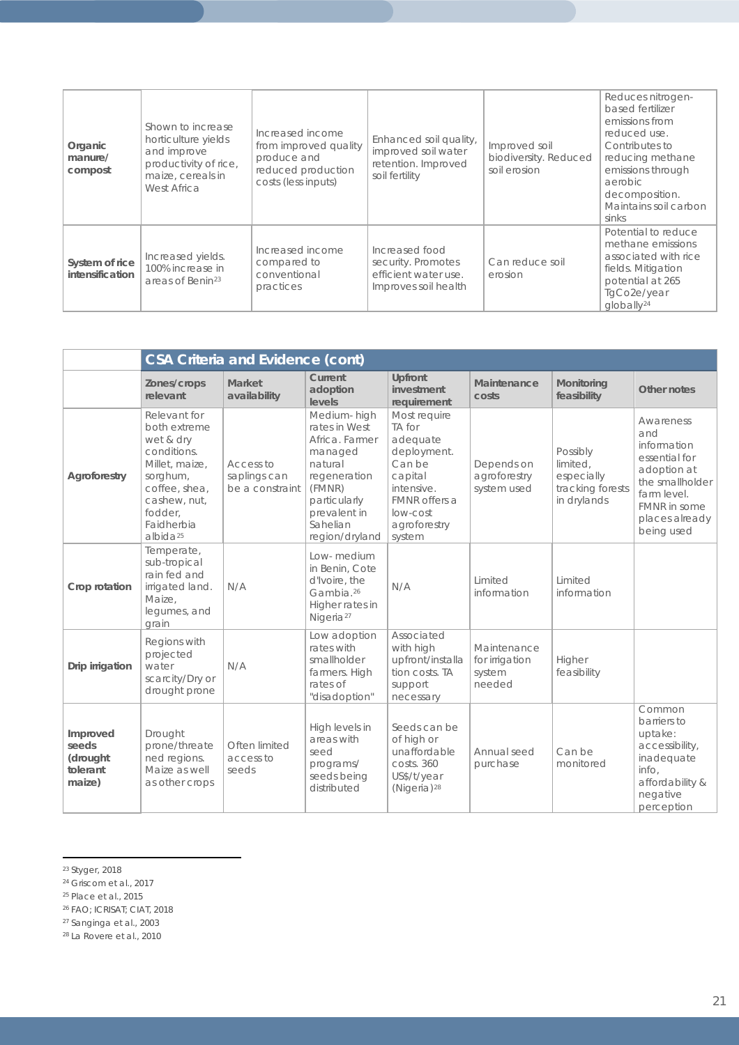| | | | | | |
|---|---|---|---|---|---|
| **Organic manure/ compost** | Shown to increase horticulture yields and improve productivity of rice, maize, cereals in West Africa | Increased income from improved quality produce and reduced production costs (less inputs) | Enhanced soil quality, improved soil water retention. Improved soil fertility | Improved soil biodiversity. Reduced soil erosion | Reduces nitrogen-based fertilizer emissions from reduced use. Contributes to reducing methane emissions through aerobic decomposition. Maintains soil carbon sinks |
| **System of rice intensification** | Increased yields. 100% increase in areas of Benin[23] | Increased income compared to conventional practices | Increased food security. Promotes efficient water use. Improves soil health | Can reduce soil erosion | Potential to reduce methane emissions associated with rice fields. Mitigation potential at 265 TgCo2e/year globally[24] |

| | **CSA Criteria and Evidence (cont)** | | | | | |
|---|---|---|---|---|---|---|
| | **Zones/crops relevant** | **Market availability** | **Current adoption levels** | **Upfront investment requirement** | **Maintenance costs** | **Monitoring feasibility** | **Other notes** |
| **Agroforestry** | Relevant for both extreme wet & dry conditions. Millet, maize, sorghum, coffee, shea, cashew, nut, fodder, Faidherbia albida[25] | Access to saplings can be a constraint | Medium- high rates in West Africa. Farmer managed natural regeneration (FMNR) particularly prevalent in Sahelian region/dryland | Most require TA for adequate deployment. Can be capital intensive. FMNR offers a low-cost agroforestry system | Depends on agroforestry system used | Possibly limited, especially tracking forests in drylands | Awareness and information essential for adoption at the smallholder farm level. FMNR in some places already being used |
| **Crop rotation** | Temperate, sub-tropical rain fed and irrigated land. Maize, legumes, and grain | N/A | Low- medium in Benin, Cote d'Ivoire, the Gambia.[26] Higher rates in Nigeria[27] | N/A | Limited information | Limited information | |
| **Drip irrigation** | Regions with projected water scarcity/Dry or drought prone | N/A | Low adoption rates with smallholder farmers. High rates of "disadoption" | Associated with high upfront/installation costs. TA support necessary | Maintenance for irrigation system needed | Higher feasibility | |
| **Improved seeds (drought tolerant maize)** | Drought prone/threatened regions. Maize as well as other crops | Often limited access to seeds | High levels in areas with seed programs/ seeds being distributed | Seeds can be of high or unaffordable costs. 360 US$/t/year (Nigeria)[28] | Annual seed purchase | Can be monitored | Common barriers to uptake: accessibility, inadequate info, affordability & negative perception |

---

[23] Styger, 2018
[24] Griscom et al., 2017
[25] Place et al., 2015
[26] FAO; ICRISAT; CIAT, 2018
[27] Sanginga et al., 2003
[28] La Rovere et al., 2010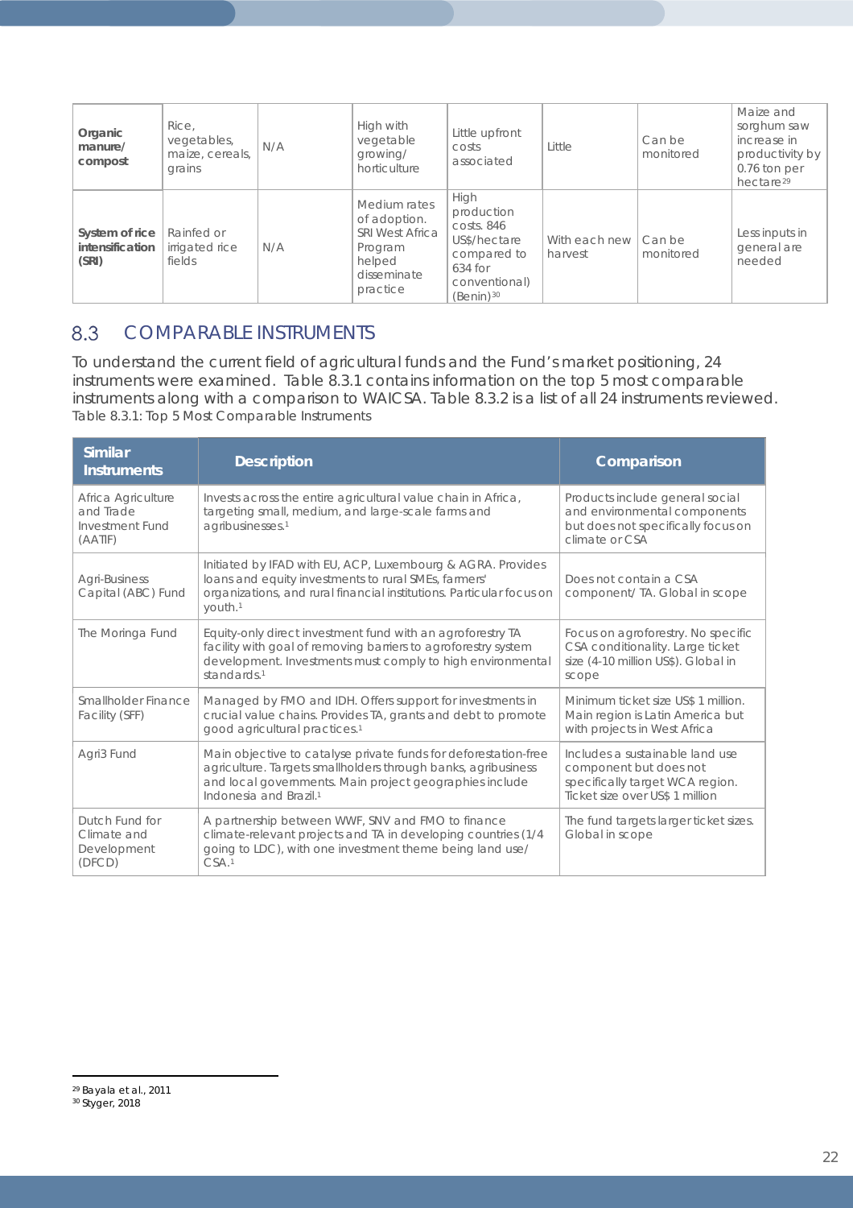| | | | | | | | |
|---|---|---|---|---|---|---|---|
| **Organic manure/ compost** | Rice, vegetables, maize, cereals, grains | N/A | High with vegetable growing/ horticulture | Little upfront costs associated | Little | Can be monitored | Maize and sorghum saw increase in productivity by 0.76 ton per hectare[29] |
| **System of rice intensification (SRI)** | Rainfed or irrigated rice fields | N/A | Medium rates of adoption. SRI West Africa Program helped disseminate practice | High production costs. 846 US$/hectare compared to 634 for conventional) (Benin)[30] | With each new harvest | Can be monitored | Less inputs in general are needed |

## 8.3 COMPARABLE INSTRUMENTS

To understand the current field of agricultural funds and the Fund's market positioning, 24 instruments were examined. Table 8.3.1 contains information on the top 5 most comparable instruments along with a comparison to WAICSA. Table 8.3.2 is a list of all 24 instruments reviewed.

Table 8.3.1: Top 5 Most Comparable Instruments

| Similar Instruments | Description | Comparison |
|---|---|---|
| Africa Agriculture and Trade Investment Fund (AATIF) | Invests across the entire agricultural value chain in Africa, targeting small, medium, and large-scale farms and agribusinesses.[1] | Products include general social and environmental components but does not specifically focus on climate or CSA |
| Agri-Business Capital (ABC) Fund | Initiated by IFAD with EU, ACP, Luxembourg & AGRA. Provides loans and equity investments to rural SMEs, farmers' organizations, and rural financial institutions. Particular focus on youth.[1] | Does not contain a CSA component/ TA. Global in scope |
| The Moringa Fund | Equity-only direct investment fund with an agroforestry TA facility with goal of removing barriers to agroforestry system development. Investments must comply to high environmental standards.[1] | Focus on agroforestry. No specific CSA conditionality. Large ticket size (4-10 million US$). Global in scope |
| Smallholder Finance Facility (SFF) | Managed by FMO and IDH. Offers support for investments in crucial value chains. Provides TA, grants and debt to promote good agricultural practices.[1] | Minimum ticket size US$ 1 million. Main region is Latin America but with projects in West Africa |
| Agri3 Fund | Main objective to catalyse private funds for deforestation-free agriculture. Targets smallholders through banks, agribusiness and local governments. Main project geographies include Indonesia and Brazil.[1] | Includes a sustainable land use component but does not specifically target WCA region. Ticket size over US$ 1 million |
| Dutch Fund for Climate and Development (DFCD) | A partnership between WWF, SNV and FMO to finance climate-relevant projects and TA in developing countries (1/4 going to LDC), with one investment theme being land use/ CSA.[1] | The fund targets larger ticket sizes. Global in scope |

[29] Bayala et al., 2011
[30] Styger, 2018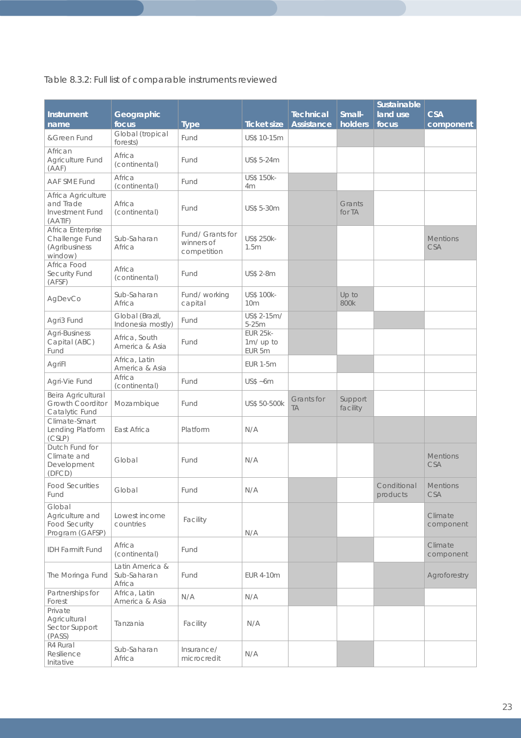Table 8.3.2: Full list of comparable instruments reviewed

| Instrument name | Geographic focus | Type | Ticket size | Technical Assistance | Small-holders | Sustainable land use focus | CSA component |
|---|---|---|---|---|---|---|---|
| &Green Fund | Global (tropical forests) | Fund | US$ 10-15m | | | | |
| African Agriculture Fund (AAF) | Africa (continental) | Fund | US$ 5-24m | | | | |
| AAF SME Fund | Africa (continental) | Fund | US$ 150k-4m | | | | |
| Africa Agriculture and Trade Investment Fund (AATIF) | Africa (continental) | Fund | US$ 5-30m | | Grants for TA | | |
| Africa Enterprise Challenge Fund (Agribusiness window) | Sub-Saharan Africa | Fund/ Grants for winners of competition | US$ 250k-1.5m | | | | Mentions CSA |
| Africa Food Security Fund (AFSF) | Africa (continental) | Fund | US$ 2-8m | | | | |
| AgDevCo | Sub-Saharan Africa | Fund/ working capital | US$ 100k-10m | | Up to 800k | | |
| Agri3 Fund | Global (Brazil, Indonesia mostly) | Fund | US$ 2-15m/ 5-25m | | | | |
| Agri-Business Capital (ABC) Fund | Africa, South America & Asia | Fund | EUR 25k-1m/ up to EUR 5m | | | | |
| AgriFI | Africa, Latin America & Asia | | EUR 1-5m | | | | |
| Agri-Vie Fund | Africa (continental) | Fund | US$ ~6m | | | | |
| Beira Agricultural Growth Coorditor Catalytic Fund | Mozambique | Fund | US$ 50-500k | Grants for TA | Support facility | | |
| Climate-Smart Lending Platform (CSLP) | East Africa | Platform | N/A | | | | |
| Dutch Fund for Climate and Development (DFCD) | Global | Fund | N/A | | | | Mentions CSA |
| Food Securities Fund | Global | Fund | N/A | | | Conditional products | Mentions CSA |
| Global Agriculture and Food Security Program (GAFSP) | Lowest income countries | Facility | N/A | | | | Climate component |
| IDH Farmfit Fund | Africa (continental) | Fund | | | | | Climate component |
| The Moringa Fund | Latin America & Sub-Saharan Africa | Fund | EUR 4-10m | | | | Agroforestry |
| Partnerships for Forest | Africa, Latin America & Asia | N/A | N/A | | | | |
| Private Agricultural Sector Support (PASS) | Tanzania | Facility | N/A | | | | |
| R4 Rural Resilience Initative | Sub-Saharan Africa | Insurance/ microcredit | N/A | | | | |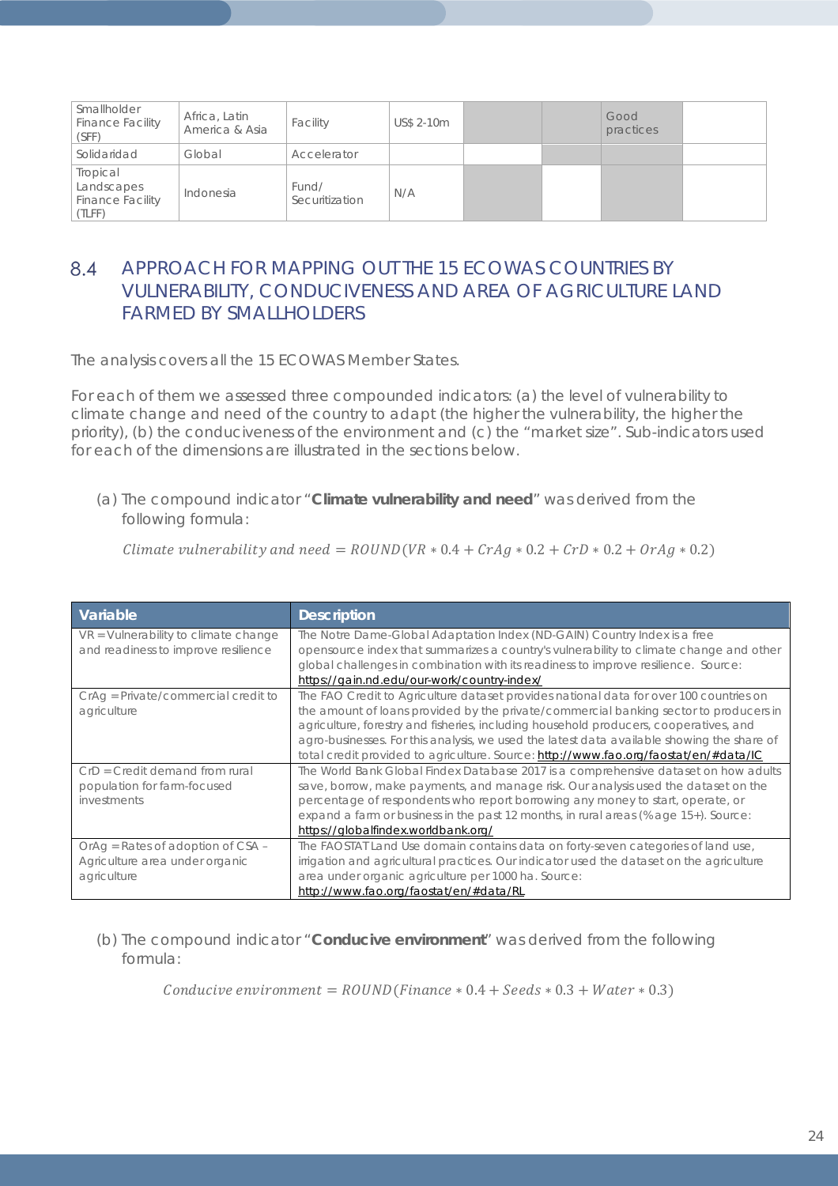| Smallholder Finance Facility (SFF) | Africa, Latin America & Asia | Facility | US$ 2-10m | | | Good practices | |
|---|---|---|---|---|---|---|---|
| Solidaridad | Global | Accelerator | | | | | |
| Tropical Landscapes Finance Facility (TLFF) | Indonesia | Fund/ Securitization | N/A | | | | |

## 8.4 APPROACH FOR MAPPING OUT THE 15 ECOWAS COUNTRIES BY VULNERABILITY, CONDUCIVENESS AND AREA OF AGRICULTURE LAND FARMED BY SMALLHOLDERS

The analysis covers all the 15 ECOWAS Member States.

For each of them we assessed three compounded indicators: (a) the level of vulnerability to climate change and need of the country to adapt (the higher the vulnerability, the higher the priority), (b) the conduciveness of the environment and (c) the "market size". Sub-indicators used for each of the dimensions are illustrated in the sections below.

(a) The compound indicator "**Climate vulnerability and need**" was derived from the following formula:

$$Climate\ vulnerability\ and\ need = ROUND(VR * 0.4 + CrAg * 0.2 + CrD * 0.2 + OrAg * 0.2)$$

| Variable | Description |
|---|---|
| VR = Vulnerability to climate change and readiness to improve resilience | The Notre Dame-Global Adaptation Index (ND-GAIN) Country Index is a free opensource index that summarizes a country's vulnerability to climate change and other global challenges in combination with its readiness to improve resilience. Source: https://gain.nd.edu/our-work/country-index/ |
| CrAg = Private/commercial credit to agriculture | The FAO Credit to Agriculture dataset provides national data for over 100 countries on the amount of loans provided by the private/commercial banking sector to producers in agriculture, forestry and fisheries, including household producers, cooperatives, and agro-businesses. For this analysis, we used the latest data available showing the share of total credit provided to agriculture. Source: http://www.fao.org/faostat/en/#data/IC |
| CrD = Credit demand from rural population for farm-focused investments | The World Bank Global Findex Database 2017 is a comprehensive dataset on how adults save, borrow, make payments, and manage risk. Our analysis used the dataset on the percentage of respondents who report borrowing any money to start, operate, or expand a farm or business in the past 12 months, in rural areas (%age 15+). Source: https://globalfindex.worldbank.org/ |
| OrAg = Rates of adoption of CSA – Agriculture area under organic agriculture | The FAOSTAT Land Use domain contains data on forty-seven categories of land use, irrigation and agricultural practices. Our indicator used the dataset on the agriculture area under organic agriculture per 1000 ha. Source: http://www.fao.org/faostat/en/#data/RL |

(b) The compound indicator "**Conducive environment**" was derived from the following formula:

$$Conducive\ environment = ROUND(Finance * 0.4 + Seeds * 0.3 + Water * 0.3)$$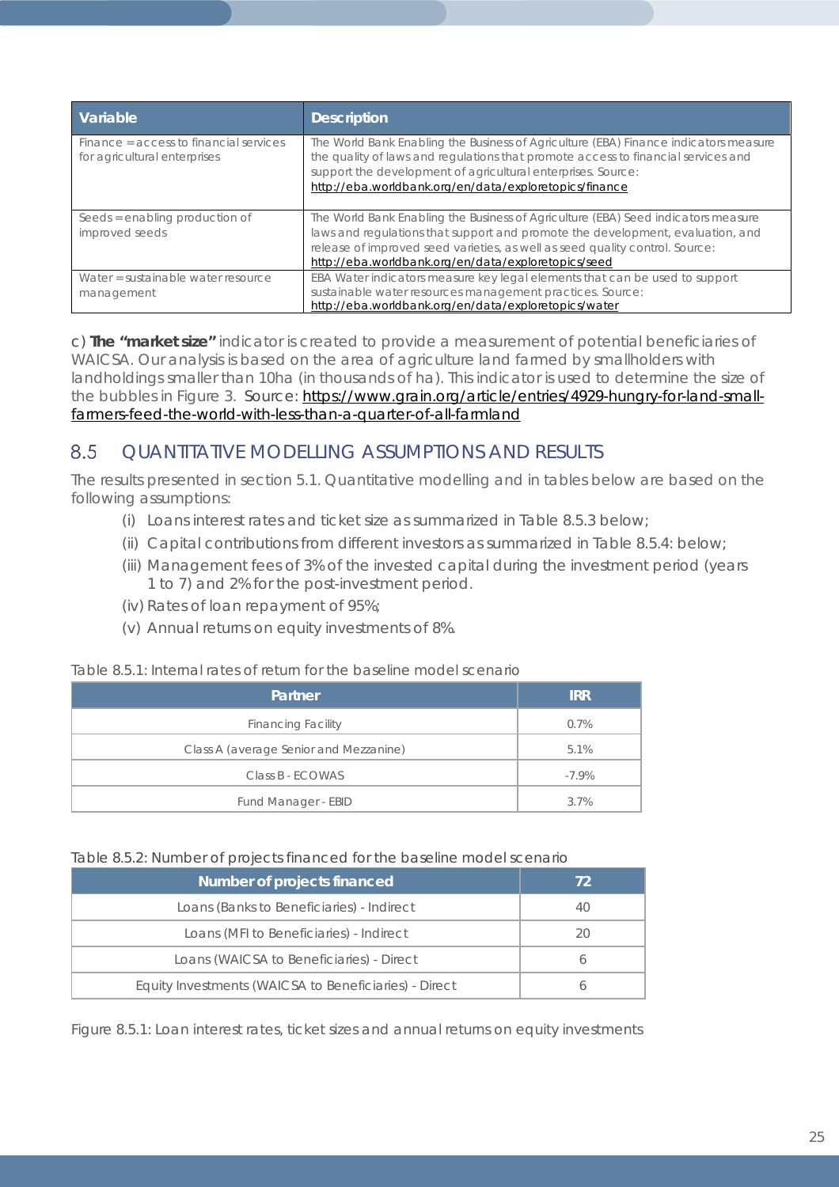| Variable | Description |
|---|---|
| Finance = access to financial services for agricultural enterprises | The World Bank Enabling the Business of Agriculture (EBA) Finance indicators measure the quality of laws and regulations that promote access to financial services and support the development of agricultural enterprises. Source: http://eba.worldbank.org/en/data/exploretopics/finance |
| Seeds = enabling production of improved seeds | The World Bank Enabling the Business of Agriculture (EBA) Seed indicators measure laws and regulations that support and promote the development, evaluation, and release of improved seed varieties, as well as seed quality control. Source: http://eba.worldbank.org/en/data/exploretopics/seed |
| Water = sustainable water resource management | EBA Water indicators measure key legal elements that can be used to support sustainable water resources management practices. Source: http://eba.worldbank.org/en/data/exploretopics/water |

c) **The "market size"** indicator is created to provide a measurement of potential beneficiaries of WAICSA. Our analysis is based on the area of agriculture land farmed by smallholders with landholdings smaller than 10ha (in thousands of ha). This indicator is used to determine the size of the bubbles in Figure 3. Source: https://www.grain.org/article/entries/4929-hungry-for-land-small-farmers-feed-the-world-with-less-than-a-quarter-of-all-farmland

## 8.5 QUANTITATIVE MODELLING ASSUMPTIONS AND RESULTS

The results presented in section 5.1. Quantitative modelling and in tables below are based on the following assumptions:

(i) Loans interest rates and ticket size as summarized in Table 8.5.3 below;
(ii) Capital contributions from different investors as summarized in Table 8.5.4: below;
(iii) Management fees of 3% of the invested capital during the investment period (years 1 to 7) and 2% for the post-investment period.
(iv) Rates of loan repayment of 95%;
(v) Annual returns on equity investments of 8%.

Table 8.5.1: Internal rates of return for the baseline model scenario

| Partner | IRR |
|---|---|
| Financing Facility | 0.7% |
| Class A (average Senior and Mezzanine) | 5.1% |
| Class B - ECOWAS | -7.9% |
| Fund Manager - EBID | 3.7% |

Table 8.5.2: Number of projects financed for the baseline model scenario

| Number of projects financed | 72 |
|---|---|
| Loans (Banks to Beneficiaries) - Indirect | 40 |
| Loans (MFI to Beneficiaries) - Indirect | 20 |
| Loans (WAICSA to Beneficiaries) - Direct | 6 |
| Equity Investments (WAICSA to Beneficiaries) - Direct | 6 |

Figure 8.5.1: Loan interest rates, ticket sizes and annual returns on equity investments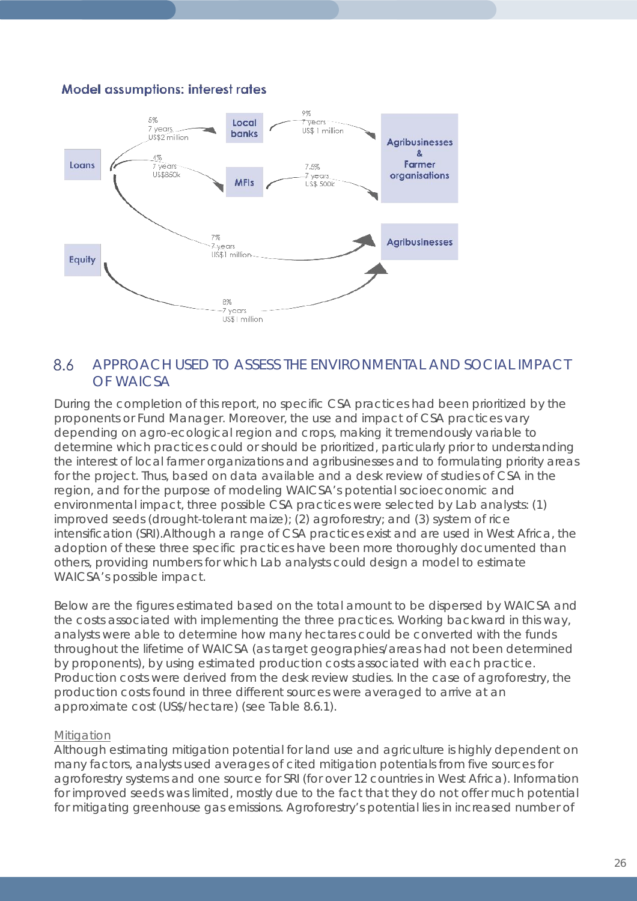**Model assumptions: interest rates**

Loans → Local banks: 5%, 7 years, US$2 million

Loans → MFIs: 4%, 7 years, US$850k

Local banks → Agribusinesses & Farmer organisations: 9%, 7 years, US$ 1 million

MFIs → Agribusinesses & Farmer organisations: 7.5%, 7 years, US$ 500k

Loans → Agribusinesses: 7%, 7 years, US$1 million

Equity → Agribusinesses: 8%, 7 years, US$1 million

## 8.6 APPROACH USED TO ASSESS THE ENVIRONMENTAL AND SOCIAL IMPACT OF WAICSA

During the completion of this report, no specific CSA practices had been prioritized by the proponents or Fund Manager. Moreover, the use and impact of CSA practices vary depending on agro-ecological region and crops, making it tremendously variable to determine which practices could or should be prioritized, particularly prior to understanding the interest of local farmer organizations and agribusinesses and to formulating priority areas for the project. Thus, based on data available and a desk review of studies of CSA in the region, and for the purpose of modeling WAICSA's potential socioeconomic and environmental impact, three possible CSA practices were selected by Lab analysts: (1) improved seeds (drought-tolerant maize); (2) agroforestry; and (3) system of rice intensification (SRI).Although a range of CSA practices exist and are used in West Africa, the adoption of these three specific practices have been more thoroughly documented than others, providing numbers for which Lab analysts could design a model to estimate WAICSA's possible impact.

Below are the figures estimated based on the total amount to be dispersed by WAICSA and the costs associated with implementing the three practices. Working backward in this way, analysts were able to determine how many hectares could be converted with the funds throughout the lifetime of WAICSA (as target geographies/areas had not been determined by proponents), by using estimated production costs associated with each practice. Production costs were derived from the desk review studies. In the case of agroforestry, the production costs found in three different sources were averaged to arrive at an approximate cost (US$/hectare) (see Table 8.6.1).

Mitigation

Although estimating mitigation potential for land use and agriculture is highly dependent on many factors, analysts used averages of cited mitigation potentials from five sources for agroforestry systems and one source for SRI (for over 12 countries in West Africa). Information for improved seeds was limited, mostly due to the fact that they do not offer much potential for mitigating greenhouse gas emissions. Agroforestry's potential lies in increased number of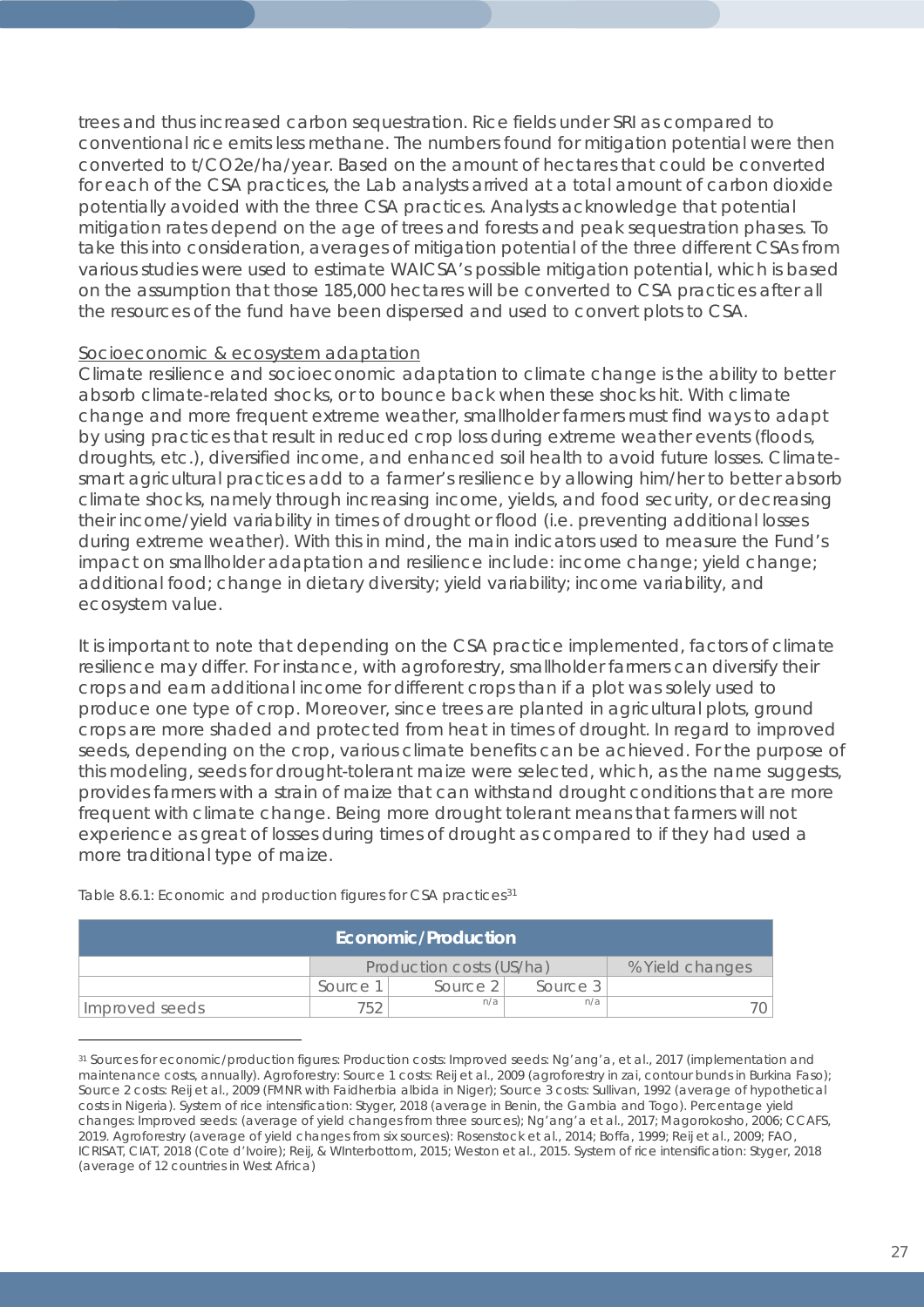trees and thus increased carbon sequestration. Rice fields under SRI as compared to conventional rice emits less methane. The numbers found for mitigation potential were then converted to t/CO2e/ha/year. Based on the amount of hectares that could be converted for each of the CSA practices, the Lab analysts arrived at a total amount of carbon dioxide potentially avoided with the three CSA practices. Analysts acknowledge that potential mitigation rates depend on the age of trees and forests and peak sequestration phases. To take this into consideration, averages of mitigation potential of the three different CSAs from various studies were used to estimate WAICSA's possible mitigation potential, which is based on the assumption that those 185,000 hectares will be converted to CSA practices after all the resources of the fund have been dispersed and used to convert plots to CSA.

<u>Socioeconomic & ecosystem adaptation</u>

Climate resilience and socioeconomic adaptation to climate change is the ability to better absorb climate-related shocks, or to bounce back when these shocks hit. With climate change and more frequent extreme weather, smallholder farmers must find ways to adapt by using practices that result in reduced crop loss during extreme weather events (floods, droughts, etc.), diversified income, and enhanced soil health to avoid future losses. Climate-smart agricultural practices add to a farmer's resilience by allowing him/her to better absorb climate shocks, namely through increasing income, yields, and food security, or decreasing their income/yield variability in times of drought or flood (i.e. preventing additional losses during extreme weather). With this in mind, the main indicators used to measure the Fund's impact on smallholder adaptation and resilience include: income change; yield change; additional food; change in dietary diversity; yield variability; income variability, and ecosystem value.

It is important to note that depending on the CSA practice implemented, factors of climate resilience may differ. For instance, with agroforestry, smallholder farmers can diversify their crops and earn additional income for different crops than if a plot was solely used to produce one type of crop. Moreover, since trees are planted in agricultural plots, ground crops are more shaded and protected from heat in times of drought. In regard to improved seeds, depending on the crop, various climate benefits can be achieved. For the purpose of this modeling, seeds for drought-tolerant maize were selected, which, as the name suggests, provides farmers with a strain of maize that can withstand drought conditions that are more frequent with climate change. Being more drought tolerant means that farmers will not experience as great of losses during times of drought as compared to if they had used a more traditional type of maize.

Table 8.6.1: Economic and production figures for CSA practices[31]

| Economic/Production | | | | |
|---|---|---|---|---|
| | Production costs (US/ha) | | | % Yield changes |
| | Source 1 | Source 2 | Source 3 | |
| Improved seeds | 752 | n/a | n/a | 70 |

[31] Sources for economic/production figures: Production costs: Improved seeds: Ng'ang'a, et al., 2017 (implementation and maintenance costs, annually). Agroforestry: Source 1 costs: Reij et al., 2009 (agroforestry in zai, contour bunds in Burkina Faso); Source 2 costs: Reij et al., 2009 (FMNR with Faidherbia albida in Niger); Source 3 costs: Sullivan, 1992 (average of hypothetical costs in Nigeria). System of rice intensification: Styger, 2018 (average in Benin, the Gambia and Togo). Percentage yield changes: Improved seeds: (average of yield changes from three sources); Ng'ang'a et al., 2017; Magorokosho, 2006; CCAFS, 2019. Agroforestry (average of yield changes from six sources): Rosenstock et al., 2014; Boffa, 1999; Reij et al., 2009; FAO, ICRISAT, CIAT, 2018 (Cote d'Ivoire); Reij, & WInterbottom, 2015; Weston et al., 2015. System of rice intensification: Styger, 2018 (average of 12 countries in West Africa)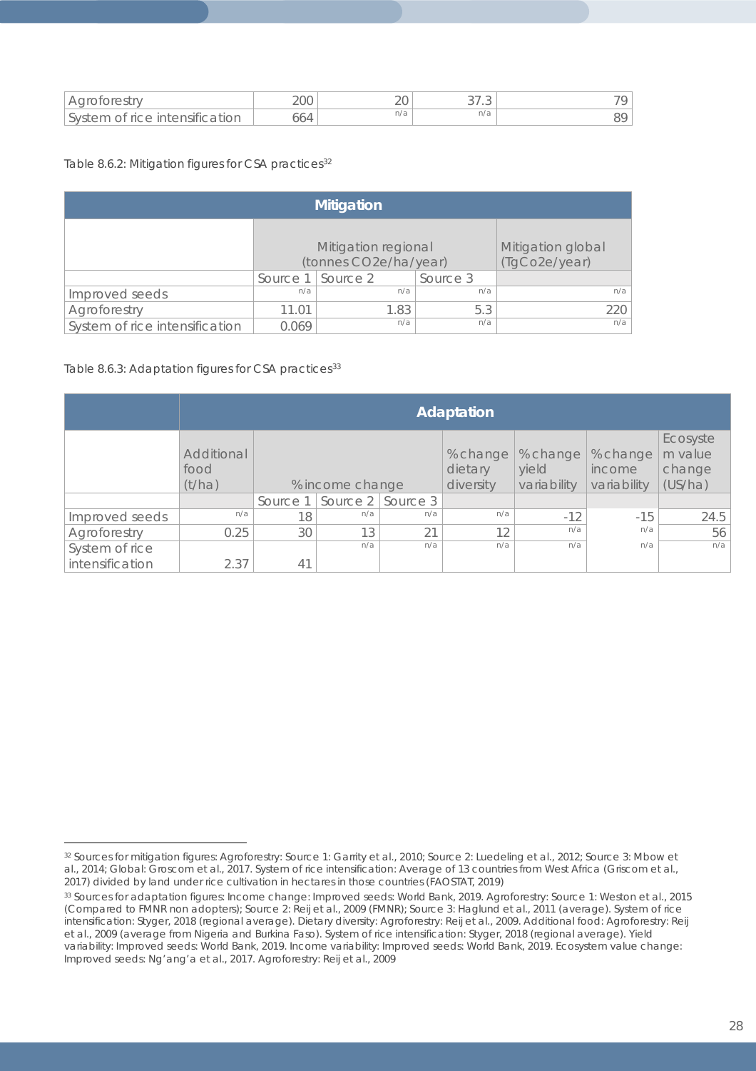| | | | | |
|---|---|---|---|---|
| Agroforestry | 200 | 20 | 37.3 | 79 |
| System of rice intensification | 664 | n/a | n/a | 89 |

Table 8.6.2: Mitigation figures for CSA practices[32]

| Mitigation | | | | |
|---|---|---|---|---|
| | Mitigation regional (tonnes CO2e/ha/year) | | | Mitigation global (TgCo2e/year) |
| | Source 1 | Source 2 | Source 3 | |
| Improved seeds | n/a | n/a | n/a | n/a |
| Agroforestry | 11.01 | 1.83 | 5.3 | 220 |
| System of rice intensification | 0.069 | n/a | n/a | n/a |

Table 8.6.3: Adaptation figures for CSA practices[33]

| | Adaptation | | | | | | | |
|---|---|---|---|---|---|---|---|---|
| | Additional food (t/ha) | % income change | | | % change dietary diversity | % change yield variability | % change income variability | Ecosystem value change (US/ha) |
| | | Source 1 | Source 2 | Source 3 | | | | |
| Improved seeds | n/a | 18 | n/a | n/a | n/a | -12 | -15 | 24.5 |
| Agroforestry | 0.25 | 30 | 13 | 21 | 12 | n/a | n/a | 56 |
| System of rice intensification | 2.37 | 41 | n/a | n/a | n/a | n/a | n/a | n/a |

[32] Sources for mitigation figures: Agroforestry: Source 1: Garrity et al., 2010; Source 2: Luedeling et al., 2012; Source 3: Mbow et al., 2014; Global: Groscom et al., 2017. System of rice intensification: Average of 13 countries from West Africa (Griscom et al., 2017) divided by land under rice cultivation in hectares in those countries (FAOSTAT, 2019)

[33] Sources for adaptation figures: Income change: Improved seeds: World Bank, 2019. Agroforestry: Source 1: Weston et al., 2015 (Compared to FMNR non adopters); Source 2: Reij et al., 2009 (FMNR); Source 3: Haglund et al., 2011 (average). System of rice intensification: Styger, 2018 (regional average). Dietary diversity: Agroforestry: Reij et al., 2009. Additional food: Agroforestry: Reij et al., 2009 (average from Nigeria and Burkina Faso). System of rice intensification: Styger, 2018 (regional average). Yield variability: Improved seeds: World Bank, 2019. Income variability: Improved seeds: World Bank, 2019. Ecosystem value change: Improved seeds: Ng'ang'a et al., 2017. Agroforestry: Reij et al., 2009